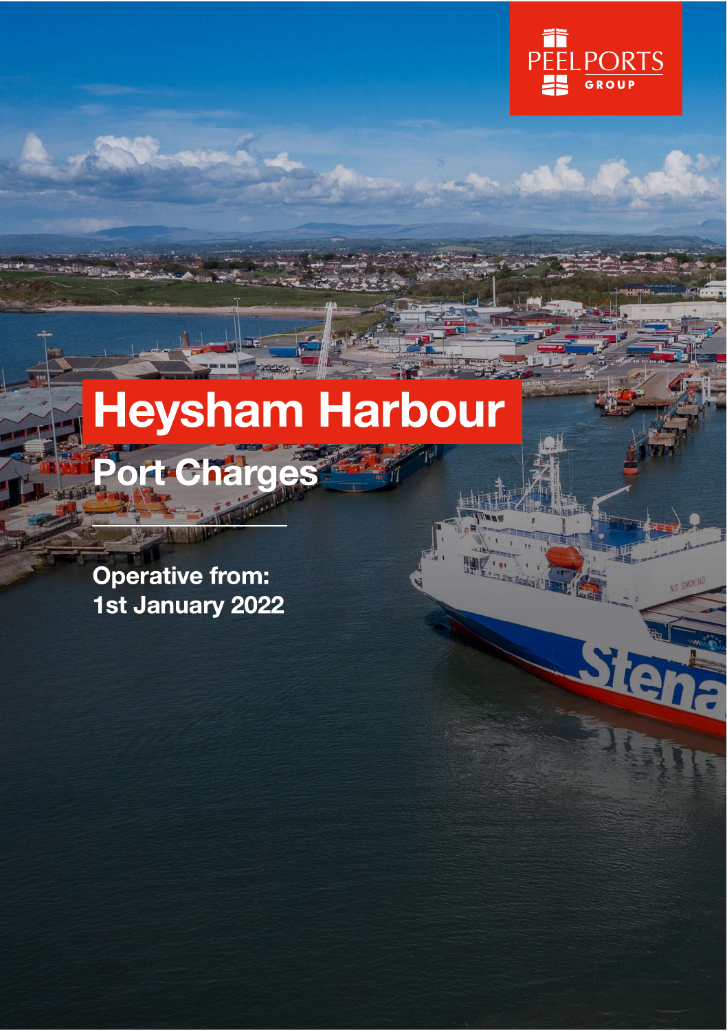PEEL PORTS GROUP

# Heysham Harbour

## Port Charges

Operative from:
1st January 2022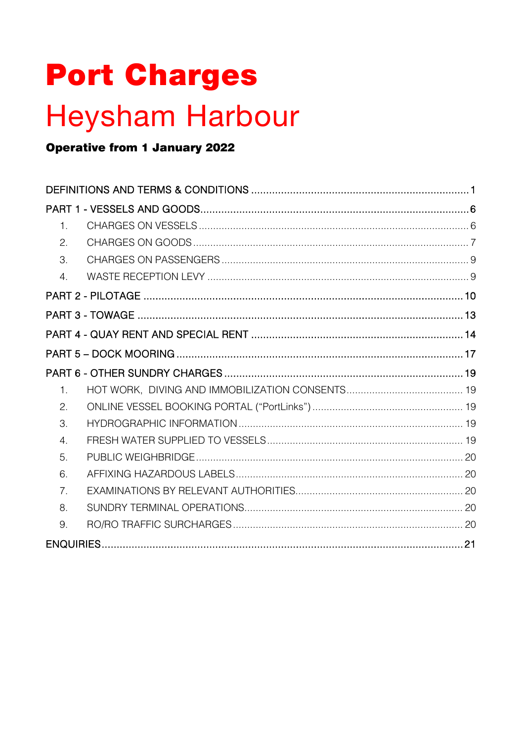# Port Charges

# Heysham Harbour

**Operative from 1 January 2022**

DEFINITIONS AND TERMS & CONDITIONS ........................................................................ 1

PART 1 - VESSELS AND GOODS ........................................................................................ 6

1. CHARGES ON VESSELS ........................................................................................ 6
2. CHARGES ON GOODS ........................................................................................ 7
3. CHARGES ON PASSENGERS ........................................................................................ 9
4. WASTE RECEPTION LEVY ........................................................................................ 9

PART 2 - PILOTAGE ........................................................................................ 10

PART 3 - TOWAGE ........................................................................................ 13

PART 4 - QUAY RENT AND SPECIAL RENT ........................................................................................ 14

PART 5 – DOCK MOORING ........................................................................................ 17

PART 6 - OTHER SUNDRY CHARGES ........................................................................................ 19

1. HOT WORK, DIVING AND IMMOBILIZATION CONSENTS ........................................ 19
2. ONLINE VESSEL BOOKING PORTAL ("PortLinks") ........................................ 19
3. HYDROGRAPHIC INFORMATION ........................................ 19
4. FRESH WATER SUPPLIED TO VESSELS ........................................ 19
5. PUBLIC WEIGHBRIDGE ........................................ 20
6. AFFIXING HAZARDOUS LABELS ........................................ 20
7. EXAMINATIONS BY RELEVANT AUTHORITIES ........................................ 20
8. SUNDRY TERMINAL OPERATIONS ........................................ 20
9. RO/RO TRAFFIC SURCHARGES ........................................ 20

ENQUIRIES ........................................................................................ 21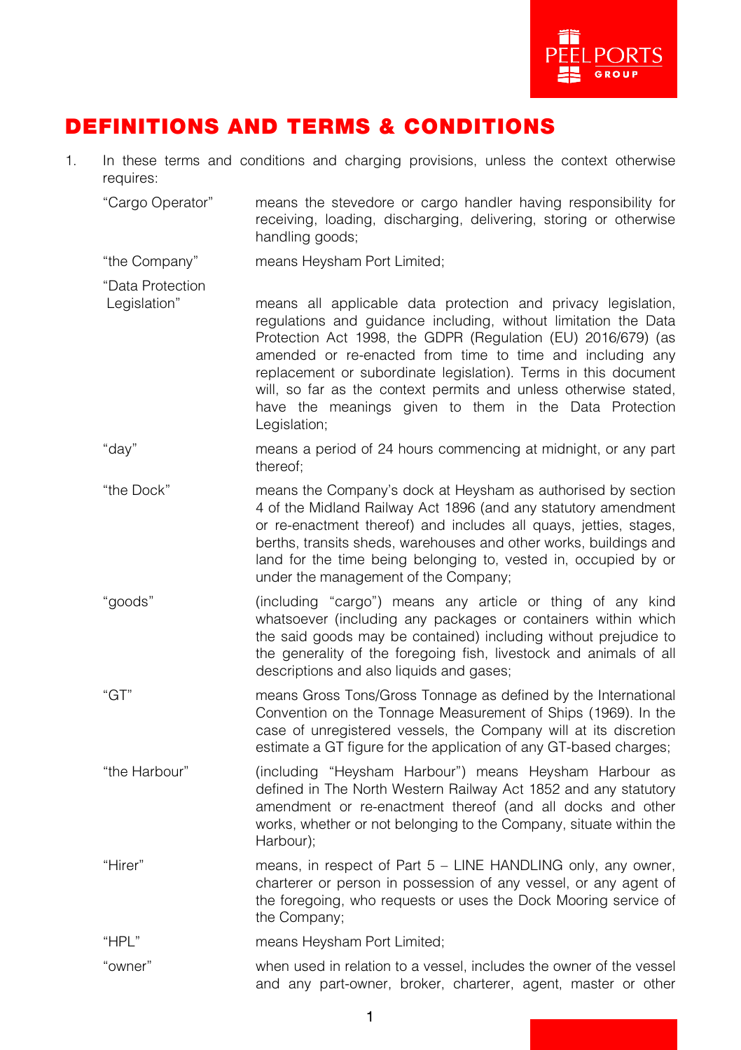# DEFINITIONS AND TERMS & CONDITIONS

1. In these terms and conditions and charging provisions, unless the context otherwise requires:

| | |
|---|---|
| "Cargo Operator" | means the stevedore or cargo handler having responsibility for receiving, loading, discharging, delivering, storing or otherwise handling goods; |
| "the Company" | means Heysham Port Limited; |
| "Data Protection Legislation" | means all applicable data protection and privacy legislation, regulations and guidance including, without limitation the Data Protection Act 1998, the GDPR (Regulation (EU) 2016/679) (as amended or re-enacted from time to time and including any replacement or subordinate legislation). Terms in this document will, so far as the context permits and unless otherwise stated, have the meanings given to them in the Data Protection Legislation; |
| "day" | means a period of 24 hours commencing at midnight, or any part thereof; |
| "the Dock" | means the Company's dock at Heysham as authorised by section 4 of the Midland Railway Act 1896 (and any statutory amendment or re-enactment thereof) and includes all quays, jetties, stages, berths, transits sheds, warehouses and other works, buildings and land for the time being belonging to, vested in, occupied by or under the management of the Company; |
| "goods" | (including "cargo") means any article or thing of any kind whatsoever (including any packages or containers within which the said goods may be contained) including without prejudice to the generality of the foregoing fish, livestock and animals of all descriptions and also liquids and gases; |
| "GT" | means Gross Tons/Gross Tonnage as defined by the International Convention on the Tonnage Measurement of Ships (1969). In the case of unregistered vessels, the Company will at its discretion estimate a GT figure for the application of any GT-based charges; |
| "the Harbour" | (including "Heysham Harbour") means Heysham Harbour as defined in The North Western Railway Act 1852 and any statutory amendment or re-enactment thereof (and all docks and other works, whether or not belonging to the Company, situate within the Harbour); |
| "Hirer" | means, in respect of Part 5 – LINE HANDLING only, any owner, charterer or person in possession of any vessel, or any agent of the foregoing, who requests or uses the Dock Mooring service of the Company; |
| "HPL" | means Heysham Port Limited; |
| "owner" | when used in relation to a vessel, includes the owner of the vessel and any part-owner, broker, charterer, agent, master or other |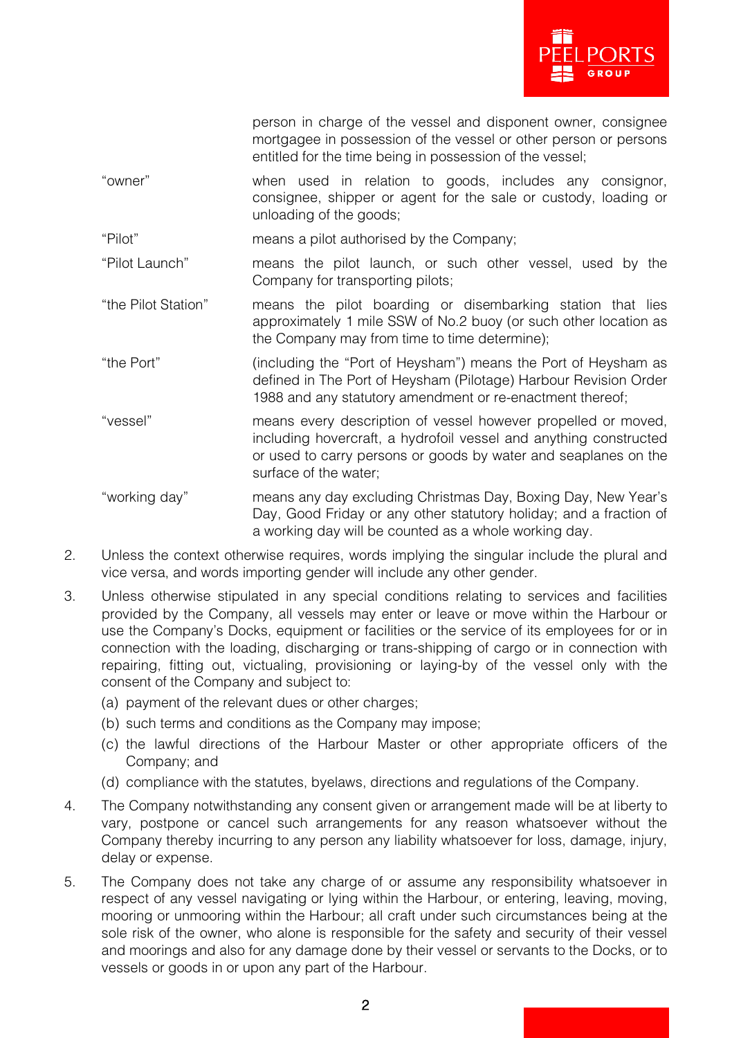person in charge of the vessel and disponent owner, consignee mortgagee in possession of the vessel or other person or persons entitled for the time being in possession of the vessel;

| | |
|---|---|
| "owner" | when used in relation to goods, includes any consignor, consignee, shipper or agent for the sale or custody, loading or unloading of the goods; |
| "Pilot" | means a pilot authorised by the Company; |
| "Pilot Launch" | means the pilot launch, or such other vessel, used by the Company for transporting pilots; |
| "the Pilot Station" | means the pilot boarding or disembarking station that lies approximately 1 mile SSW of No.2 buoy (or such other location as the Company may from time to time determine); |
| "the Port" | (including the "Port of Heysham") means the Port of Heysham as defined in The Port of Heysham (Pilotage) Harbour Revision Order 1988 and any statutory amendment or re-enactment thereof; |
| "vessel" | means every description of vessel however propelled or moved, including hovercraft, a hydrofoil vessel and anything constructed or used to carry persons or goods by water and seaplanes on the surface of the water; |
| "working day" | means any day excluding Christmas Day, Boxing Day, New Year's Day, Good Friday or any other statutory holiday; and a fraction of a working day will be counted as a whole working day. |

2. Unless the context otherwise requires, words implying the singular include the plural and vice versa, and words importing gender will include any other gender.

3. Unless otherwise stipulated in any special conditions relating to services and facilities provided by the Company, all vessels may enter or leave or move within the Harbour or use the Company's Docks, equipment or facilities or the service of its employees for or in connection with the loading, discharging or trans-shipping of cargo or in connection with repairing, fitting out, victualing, provisioning or laying-by of the vessel only with the consent of the Company and subject to:
   (a) payment of the relevant dues or other charges;
   (b) such terms and conditions as the Company may impose;
   (c) the lawful directions of the Harbour Master or other appropriate officers of the Company; and
   (d) compliance with the statutes, byelaws, directions and regulations of the Company.

4. The Company notwithstanding any consent given or arrangement made will be at liberty to vary, postpone or cancel such arrangements for any reason whatsoever without the Company thereby incurring to any person any liability whatsoever for loss, damage, injury, delay or expense.

5. The Company does not take any charge of or assume any responsibility whatsoever in respect of any vessel navigating or lying within the Harbour, or entering, leaving, moving, mooring or unmooring within the Harbour; all craft under such circumstances being at the sole risk of the owner, who alone is responsible for the safety and security of their vessel and moorings and also for any damage done by their vessel or servants to the Docks, or to vessels or goods in or upon any part of the Harbour.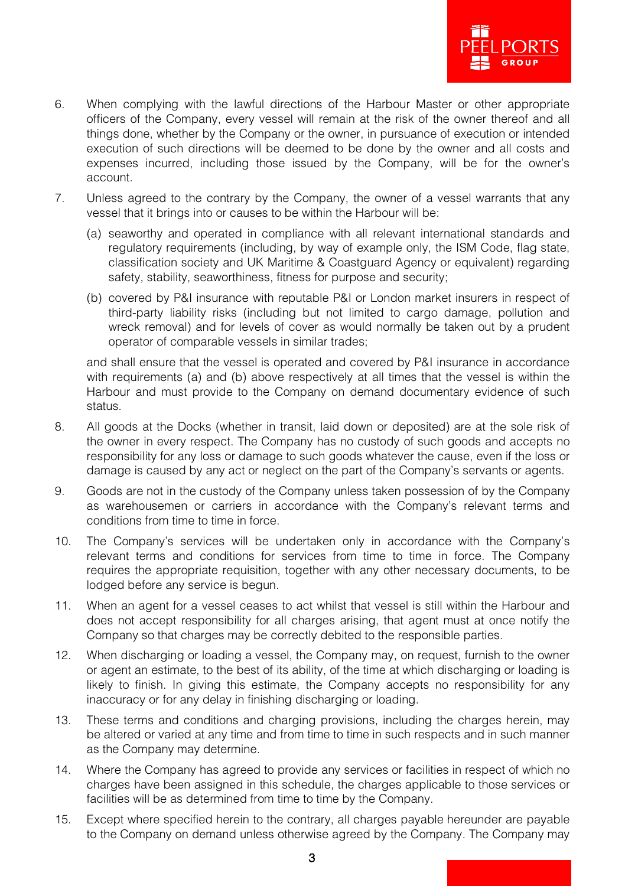6. When complying with the lawful directions of the Harbour Master or other appropriate officers of the Company, every vessel will remain at the risk of the owner thereof and all things done, whether by the Company or the owner, in pursuance of execution or intended execution of such directions will be deemed to be done by the owner and all costs and expenses incurred, including those issued by the Company, will be for the owner's account.

7. Unless agreed to the contrary by the Company, the owner of a vessel warrants that any vessel that it brings into or causes to be within the Harbour will be:

   (a) seaworthy and operated in compliance with all relevant international standards and regulatory requirements (including, by way of example only, the ISM Code, flag state, classification society and UK Maritime & Coastguard Agency or equivalent) regarding safety, stability, seaworthiness, fitness for purpose and security;

   (b) covered by P&I insurance with reputable P&I or London market insurers in respect of third-party liability risks (including but not limited to cargo damage, pollution and wreck removal) and for levels of cover as would normally be taken out by a prudent operator of comparable vessels in similar trades;

   and shall ensure that the vessel is operated and covered by P&I insurance in accordance with requirements (a) and (b) above respectively at all times that the vessel is within the Harbour and must provide to the Company on demand documentary evidence of such status.

8. All goods at the Docks (whether in transit, laid down or deposited) are at the sole risk of the owner in every respect. The Company has no custody of such goods and accepts no responsibility for any loss or damage to such goods whatever the cause, even if the loss or damage is caused by any act or neglect on the part of the Company's servants or agents.

9. Goods are not in the custody of the Company unless taken possession of by the Company as warehousemen or carriers in accordance with the Company's relevant terms and conditions from time to time in force.

10. The Company's services will be undertaken only in accordance with the Company's relevant terms and conditions for services from time to time in force. The Company requires the appropriate requisition, together with any other necessary documents, to be lodged before any service is begun.

11. When an agent for a vessel ceases to act whilst that vessel is still within the Harbour and does not accept responsibility for all charges arising, that agent must at once notify the Company so that charges may be correctly debited to the responsible parties.

12. When discharging or loading a vessel, the Company may, on request, furnish to the owner or agent an estimate, to the best of its ability, of the time at which discharging or loading is likely to finish. In giving this estimate, the Company accepts no responsibility for any inaccuracy or for any delay in finishing discharging or loading.

13. These terms and conditions and charging provisions, including the charges herein, may be altered or varied at any time and from time to time in such respects and in such manner as the Company may determine.

14. Where the Company has agreed to provide any services or facilities in respect of which no charges have been assigned in this schedule, the charges applicable to those services or facilities will be as determined from time to time by the Company.

15. Except where specified herein to the contrary, all charges payable hereunder are payable to the Company on demand unless otherwise agreed by the Company. The Company may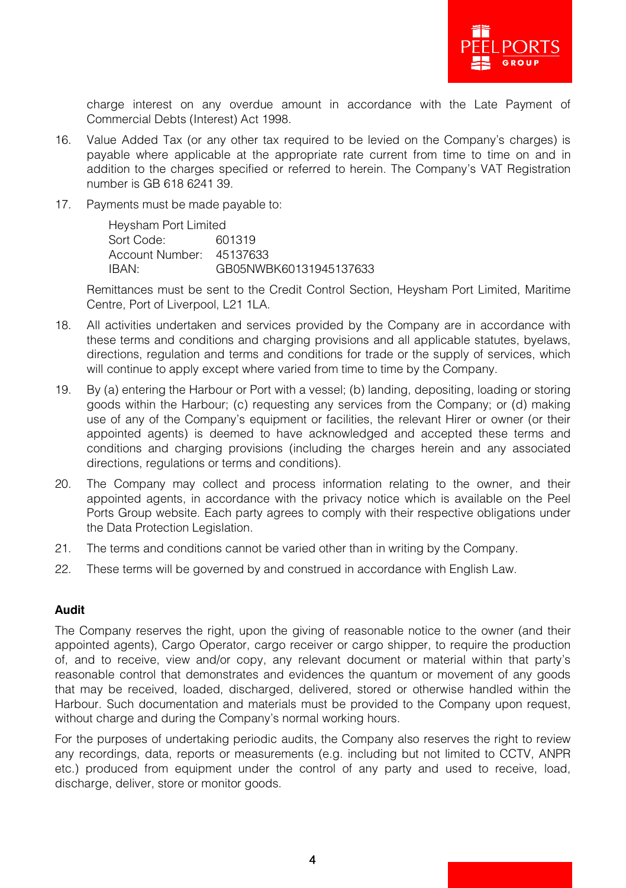charge interest on any overdue amount in accordance with the Late Payment of Commercial Debts (Interest) Act 1998.

16. Value Added Tax (or any other tax required to be levied on the Company's charges) is payable where applicable at the appropriate rate current from time to time on and in addition to the charges specified or referred to herein. The Company's VAT Registration number is GB 618 6241 39.

17. Payments must be made payable to:

    Heysham Port Limited
    Sort Code: 601319
    Account Number: 45137633
    IBAN: GB05NWBK60131945137633

    Remittances must be sent to the Credit Control Section, Heysham Port Limited, Maritime Centre, Port of Liverpool, L21 1LA.

18. All activities undertaken and services provided by the Company are in accordance with these terms and conditions and charging provisions and all applicable statutes, byelaws, directions, regulation and terms and conditions for trade or the supply of services, which will continue to apply except where varied from time to time by the Company.

19. By (a) entering the Harbour or Port with a vessel; (b) landing, depositing, loading or storing goods within the Harbour; (c) requesting any services from the Company; or (d) making use of any of the Company's equipment or facilities, the relevant Hirer or owner (or their appointed agents) is deemed to have acknowledged and accepted these terms and conditions and charging provisions (including the charges herein and any associated directions, regulations or terms and conditions).

20. The Company may collect and process information relating to the owner, and their appointed agents, in accordance with the privacy notice which is available on the Peel Ports Group website. Each party agrees to comply with their respective obligations under the Data Protection Legislation.

21. The terms and conditions cannot be varied other than in writing by the Company.

22. These terms will be governed by and construed in accordance with English Law.

**Audit**

The Company reserves the right, upon the giving of reasonable notice to the owner (and their appointed agents), Cargo Operator, cargo receiver or cargo shipper, to require the production of, and to receive, view and/or copy, any relevant document or material within that party's reasonable control that demonstrates and evidences the quantum or movement of any goods that may be received, loaded, discharged, delivered, stored or otherwise handled within the Harbour. Such documentation and materials must be provided to the Company upon request, without charge and during the Company's normal working hours.

For the purposes of undertaking periodic audits, the Company also reserves the right to review any recordings, data, reports or measurements (e.g. including but not limited to CCTV, ANPR etc.) produced from equipment under the control of any party and used to receive, load, discharge, deliver, store or monitor goods.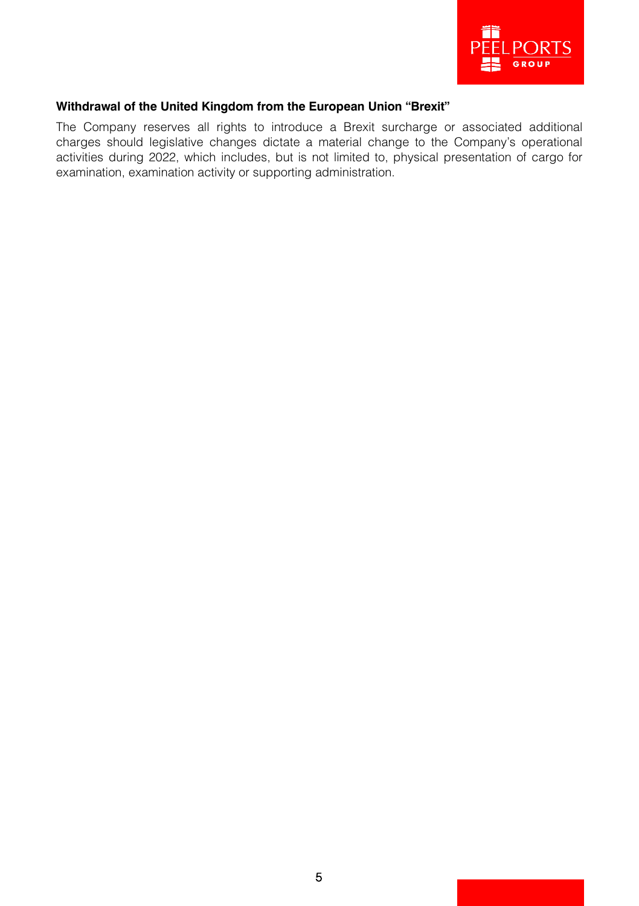### Withdrawal of the United Kingdom from the European Union "Brexit"

The Company reserves all rights to introduce a Brexit surcharge or associated additional charges should legislative changes dictate a material change to the Company's operational activities during 2022, which includes, but is not limited to, physical presentation of cargo for examination, examination activity or supporting administration.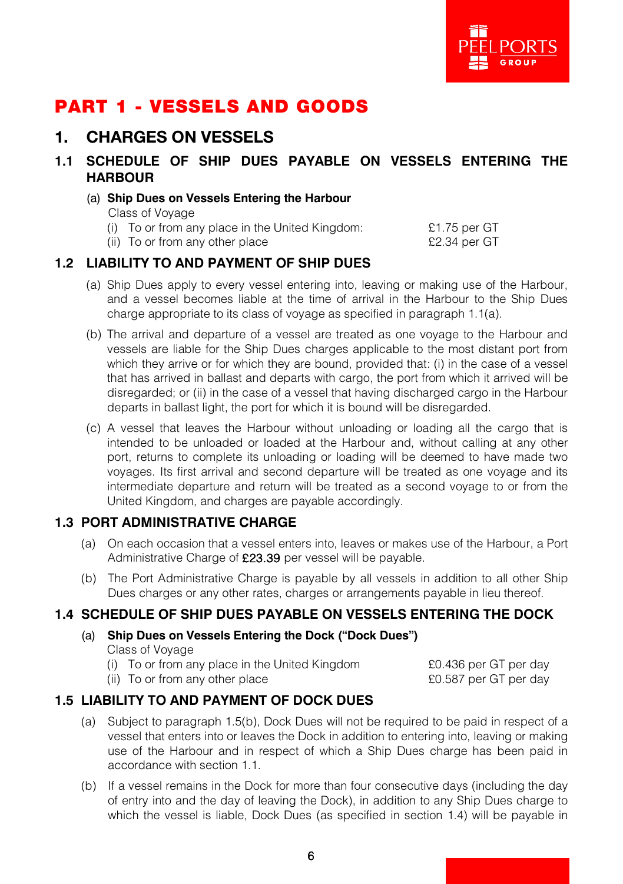# PART 1 - VESSELS AND GOODS

## 1. CHARGES ON VESSELS

### 1.1 SCHEDULE OF SHIP DUES PAYABLE ON VESSELS ENTERING THE HARBOUR

(a) **Ship Dues on Vessels Entering the Harbour**

Class of Voyage

| | |
|---|---|
| (i) To or from any place in the United Kingdom: | £1.75 per GT |
| (ii) To or from any other place | £2.34 per GT |

### 1.2 LIABILITY TO AND PAYMENT OF SHIP DUES

(a) Ship Dues apply to every vessel entering into, leaving or making use of the Harbour, and a vessel becomes liable at the time of arrival in the Harbour to the Ship Dues charge appropriate to its class of voyage as specified in paragraph 1.1(a).

(b) The arrival and departure of a vessel are treated as one voyage to the Harbour and vessels are liable for the Ship Dues charges applicable to the most distant port from which they arrive or for which they are bound, provided that: (i) in the case of a vessel that has arrived in ballast and departs with cargo, the port from which it arrived will be disregarded; or (ii) in the case of a vessel that having discharged cargo in the Harbour departs in ballast light, the port for which it is bound will be disregarded.

(c) A vessel that leaves the Harbour without unloading or loading all the cargo that is intended to be unloaded or loaded at the Harbour and, without calling at any other port, returns to complete its unloading or loading will be deemed to have made two voyages. Its first arrival and second departure will be treated as one voyage and its intermediate departure and return will be treated as a second voyage to or from the United Kingdom, and charges are payable accordingly.

### 1.3 PORT ADMINISTRATIVE CHARGE

(a) On each occasion that a vessel enters into, leaves or makes use of the Harbour, a Port Administrative Charge of £23.39 per vessel will be payable.

(b) The Port Administrative Charge is payable by all vessels in addition to all other Ship Dues charges or any other rates, charges or arrangements payable in lieu thereof.

### 1.4 SCHEDULE OF SHIP DUES PAYABLE ON VESSELS ENTERING THE DOCK

(a) **Ship Dues on Vessels Entering the Dock ("Dock Dues")**

Class of Voyage

| | |
|---|---|
| (i) To or from any place in the United Kingdom | £0.436 per GT per day |
| (ii) To or from any other place | £0.587 per GT per day |

### 1.5 LIABILITY TO AND PAYMENT OF DOCK DUES

(a) Subject to paragraph 1.5(b), Dock Dues will not be required to be paid in respect of a vessel that enters into or leaves the Dock in addition to entering into, leaving or making use of the Harbour and in respect of which a Ship Dues charge has been paid in accordance with section 1.1.

(b) If a vessel remains in the Dock for more than four consecutive days (including the day of entry into and the day of leaving the Dock), in addition to any Ship Dues charge to which the vessel is liable, Dock Dues (as specified in section 1.4) will be payable in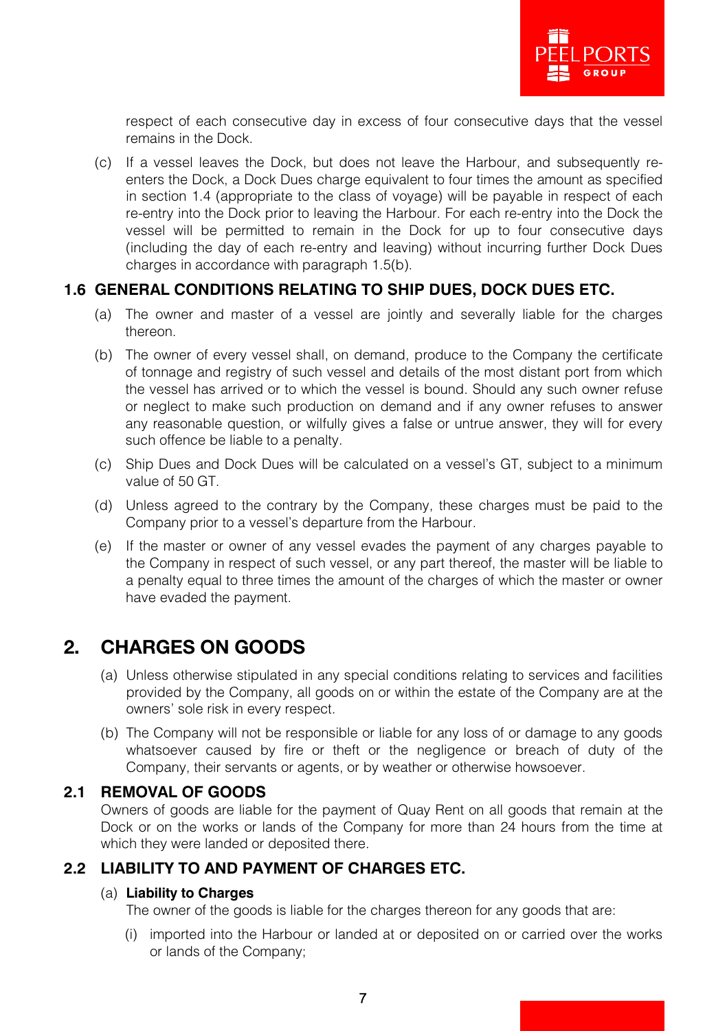respect of each consecutive day in excess of four consecutive days that the vessel remains in the Dock.

(c) If a vessel leaves the Dock, but does not leave the Harbour, and subsequently re-enters the Dock, a Dock Dues charge equivalent to four times the amount as specified in section 1.4 (appropriate to the class of voyage) will be payable in respect of each re-entry into the Dock prior to leaving the Harbour. For each re-entry into the Dock the vessel will be permitted to remain in the Dock for up to four consecutive days (including the day of each re-entry and leaving) without incurring further Dock Dues charges in accordance with paragraph 1.5(b).

### 1.6 GENERAL CONDITIONS RELATING TO SHIP DUES, DOCK DUES ETC.

(a) The owner and master of a vessel are jointly and severally liable for the charges thereon.

(b) The owner of every vessel shall, on demand, produce to the Company the certificate of tonnage and registry of such vessel and details of the most distant port from which the vessel has arrived or to which the vessel is bound. Should any such owner refuse or neglect to make such production on demand and if any owner refuses to answer any reasonable question, or wilfully gives a false or untrue answer, they will for every such offence be liable to a penalty.

(c) Ship Dues and Dock Dues will be calculated on a vessel's GT, subject to a minimum value of 50 GT.

(d) Unless agreed to the contrary by the Company, these charges must be paid to the Company prior to a vessel's departure from the Harbour.

(e) If the master or owner of any vessel evades the payment of any charges payable to the Company in respect of such vessel, or any part thereof, the master will be liable to a penalty equal to three times the amount of the charges of which the master or owner have evaded the payment.

## 2. CHARGES ON GOODS

(a) Unless otherwise stipulated in any special conditions relating to services and facilities provided by the Company, all goods on or within the estate of the Company are at the owners' sole risk in every respect.

(b) The Company will not be responsible or liable for any loss of or damage to any goods whatsoever caused by fire or theft or the negligence or breach of duty of the Company, their servants or agents, or by weather or otherwise howsoever.

### 2.1 REMOVAL OF GOODS

Owners of goods are liable for the payment of Quay Rent on all goods that remain at the Dock or on the works or lands of the Company for more than 24 hours from the time at which they were landed or deposited there.

### 2.2 LIABILITY TO AND PAYMENT OF CHARGES ETC.

(a) **Liability to Charges**

The owner of the goods is liable for the charges thereon for any goods that are:

(i) imported into the Harbour or landed at or deposited on or carried over the works or lands of the Company;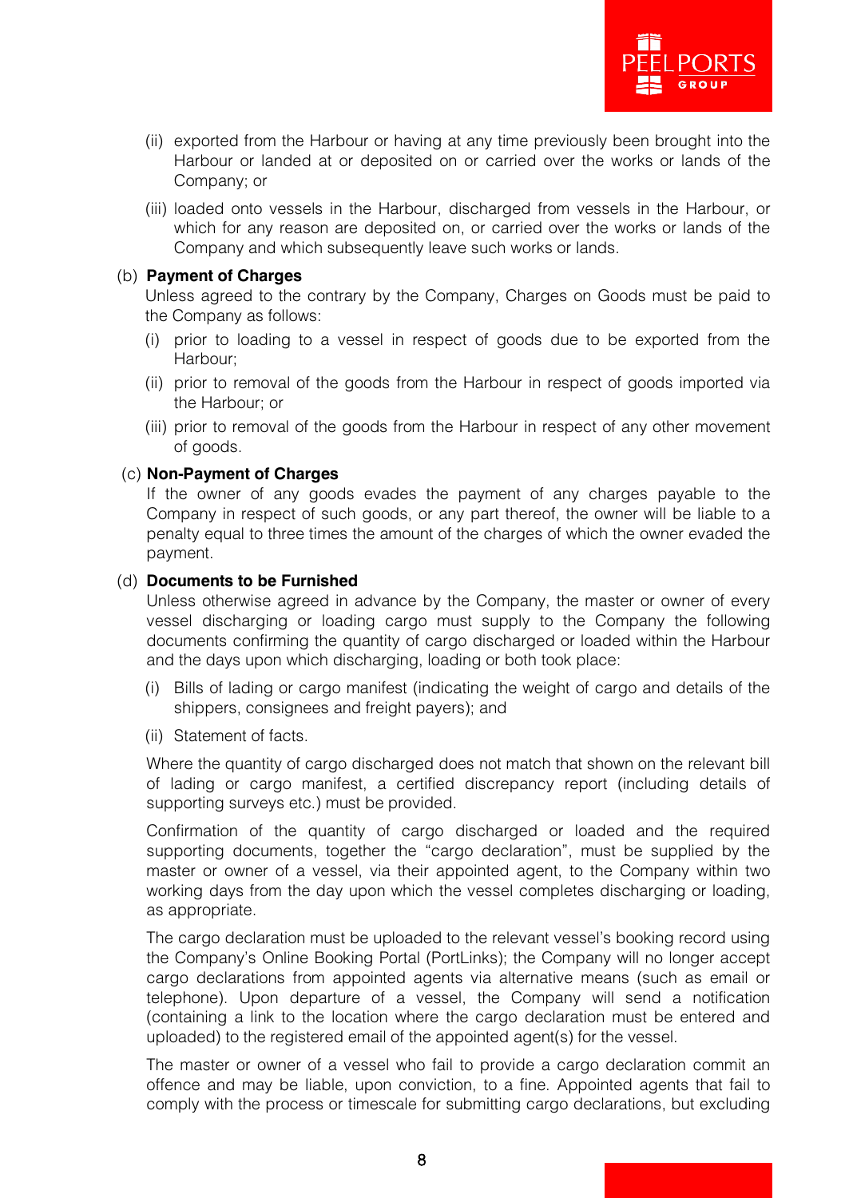(ii) exported from the Harbour or having at any time previously been brought into the Harbour or landed at or deposited on or carried over the works or lands of the Company; or

(iii) loaded onto vessels in the Harbour, discharged from vessels in the Harbour, or which for any reason are deposited on, or carried over the works or lands of the Company and which subsequently leave such works or lands.

(b) **Payment of Charges**

Unless agreed to the contrary by the Company, Charges on Goods must be paid to the Company as follows:

(i) prior to loading to a vessel in respect of goods due to be exported from the Harbour;

(ii) prior to removal of the goods from the Harbour in respect of goods imported via the Harbour; or

(iii) prior to removal of the goods from the Harbour in respect of any other movement of goods.

(c) **Non-Payment of Charges**

If the owner of any goods evades the payment of any charges payable to the Company in respect of such goods, or any part thereof, the owner will be liable to a penalty equal to three times the amount of the charges of which the owner evaded the payment.

(d) **Documents to be Furnished**

Unless otherwise agreed in advance by the Company, the master or owner of every vessel discharging or loading cargo must supply to the Company the following documents confirming the quantity of cargo discharged or loaded within the Harbour and the days upon which discharging, loading or both took place:

(i) Bills of lading or cargo manifest (indicating the weight of cargo and details of the shippers, consignees and freight payers); and

(ii) Statement of facts.

Where the quantity of cargo discharged does not match that shown on the relevant bill of lading or cargo manifest, a certified discrepancy report (including details of supporting surveys etc.) must be provided.

Confirmation of the quantity of cargo discharged or loaded and the required supporting documents, together the "cargo declaration", must be supplied by the master or owner of a vessel, via their appointed agent, to the Company within two working days from the day upon which the vessel completes discharging or loading, as appropriate.

The cargo declaration must be uploaded to the relevant vessel's booking record using the Company's Online Booking Portal (PortLinks); the Company will no longer accept cargo declarations from appointed agents via alternative means (such as email or telephone). Upon departure of a vessel, the Company will send a notification (containing a link to the location where the cargo declaration must be entered and uploaded) to the registered email of the appointed agent(s) for the vessel.

The master or owner of a vessel who fail to provide a cargo declaration commit an offence and may be liable, upon conviction, to a fine. Appointed agents that fail to comply with the process or timescale for submitting cargo declarations, but excluding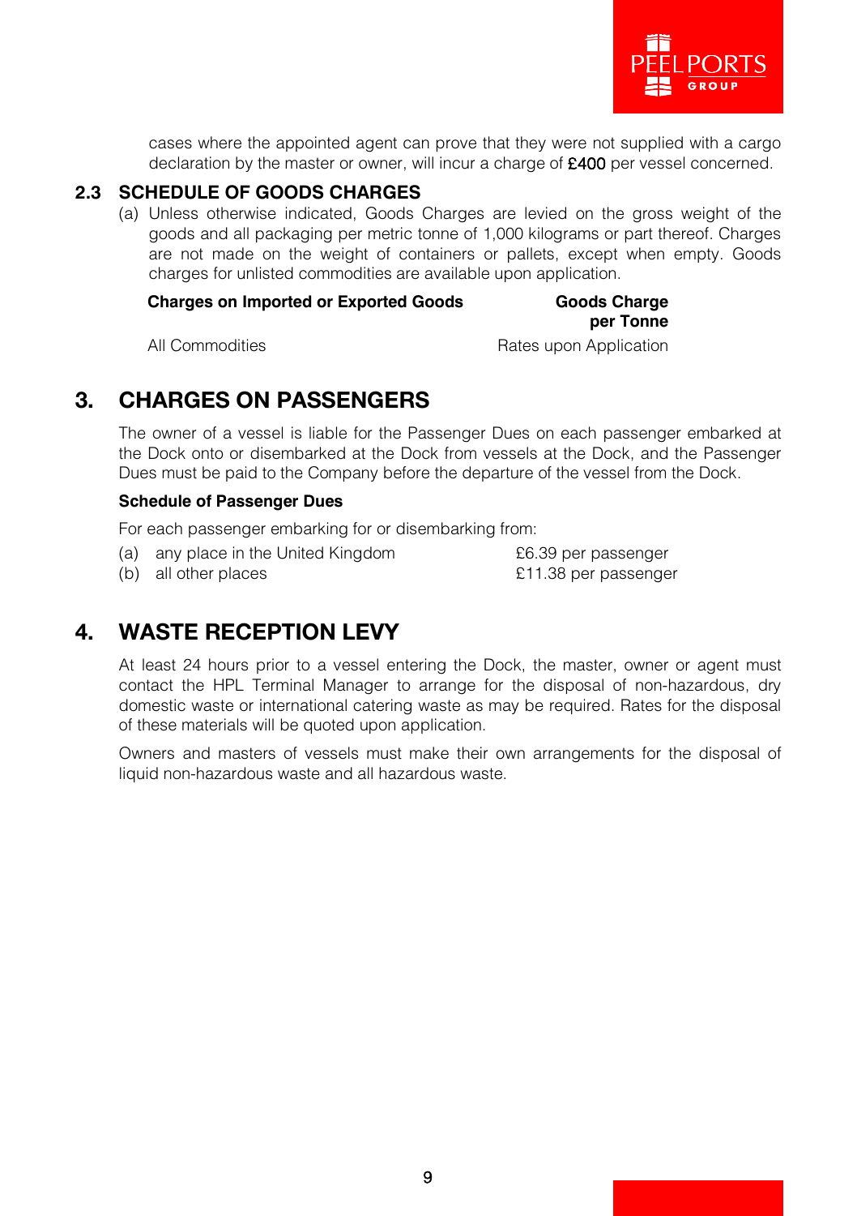cases where the appointed agent can prove that they were not supplied with a cargo declaration by the master or owner, will incur a charge of £400 per vessel concerned.

### 2.3 SCHEDULE OF GOODS CHARGES

(a) Unless otherwise indicated, Goods Charges are levied on the gross weight of the goods and all packaging per metric tonne of 1,000 kilograms or part thereof. Charges are not made on the weight of containers or pallets, except when empty. Goods charges for unlisted commodities are available upon application.

| Charges on Imported or Exported Goods | Goods Charge per Tonne |
| --- | --- |
| All Commodities | Rates upon Application |

## 3. CHARGES ON PASSENGERS

The owner of a vessel is liable for the Passenger Dues on each passenger embarked at the Dock onto or disembarked at the Dock from vessels at the Dock, and the Passenger Dues must be paid to the Company before the departure of the vessel from the Dock.

**Schedule of Passenger Dues**

For each passenger embarking for or disembarking from:

| | |
| --- | --- |
| (a) any place in the United Kingdom | £6.39 per passenger |
| (b) all other places | £11.38 per passenger |

## 4. WASTE RECEPTION LEVY

At least 24 hours prior to a vessel entering the Dock, the master, owner or agent must contact the HPL Terminal Manager to arrange for the disposal of non-hazardous, dry domestic waste or international catering waste as may be required. Rates for the disposal of these materials will be quoted upon application.

Owners and masters of vessels must make their own arrangements for the disposal of liquid non-hazardous waste and all hazardous waste.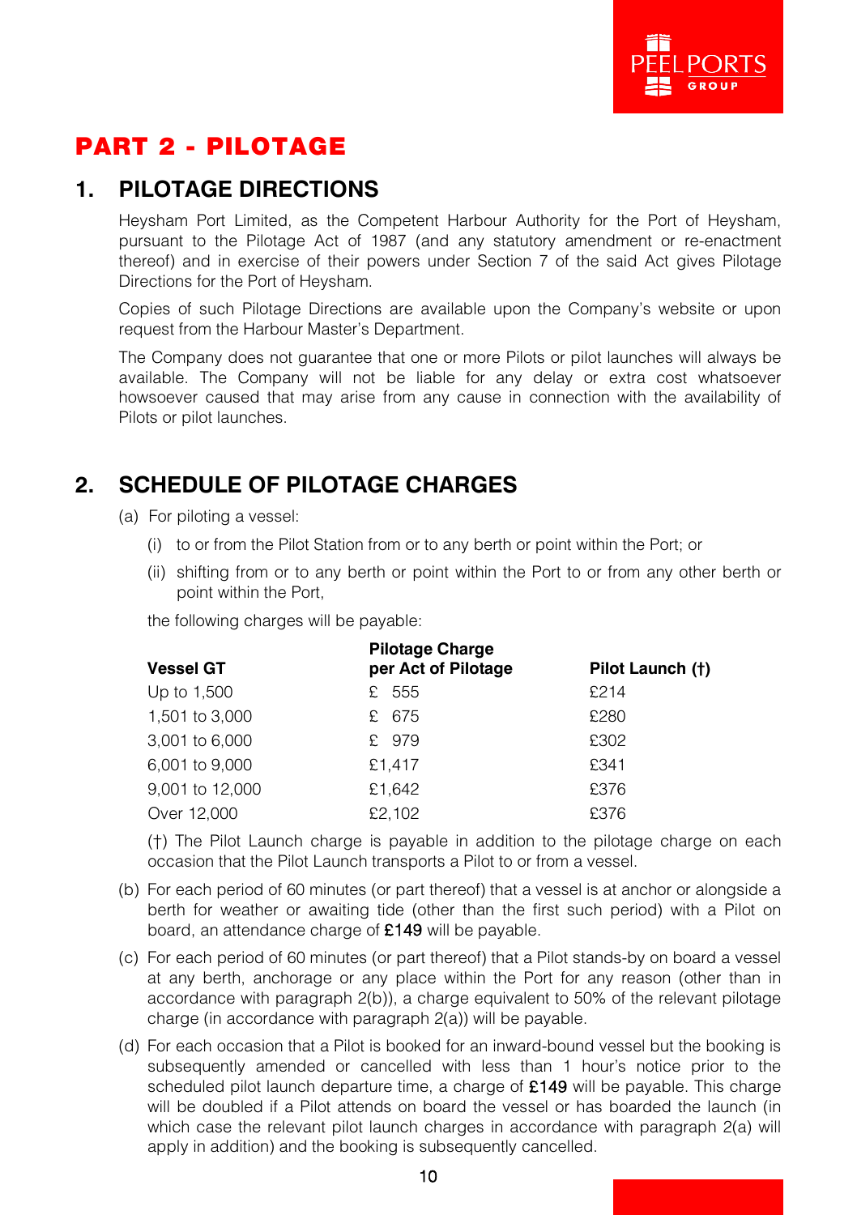# PART 2 - PILOTAGE

## 1. PILOTAGE DIRECTIONS

Heysham Port Limited, as the Competent Harbour Authority for the Port of Heysham, pursuant to the Pilotage Act of 1987 (and any statutory amendment or re-enactment thereof) and in exercise of their powers under Section 7 of the said Act gives Pilotage Directions for the Port of Heysham.

Copies of such Pilotage Directions are available upon the Company's website or upon request from the Harbour Master's Department.

The Company does not guarantee that one or more Pilots or pilot launches will always be available. The Company will not be liable for any delay or extra cost whatsoever howsoever caused that may arise from any cause in connection with the availability of Pilots or pilot launches.

## 2. SCHEDULE OF PILOTAGE CHARGES

(a) For piloting a vessel:

(i) to or from the Pilot Station from or to any berth or point within the Port; or

(ii) shifting from or to any berth or point within the Port to or from any other berth or point within the Port,

the following charges will be payable:

| Vessel GT | Pilotage Charge per Act of Pilotage | Pilot Launch (†) |
|---|---|---|
| Up to 1,500 | £ 555 | £214 |
| 1,501 to 3,000 | £ 675 | £280 |
| 3,001 to 6,000 | £ 979 | £302 |
| 6,001 to 9,000 | £1,417 | £341 |
| 9,001 to 12,000 | £1,642 | £376 |
| Over 12,000 | £2,102 | £376 |

(†) The Pilot Launch charge is payable in addition to the pilotage charge on each occasion that the Pilot Launch transports a Pilot to or from a vessel.

(b) For each period of 60 minutes (or part thereof) that a vessel is at anchor or alongside a berth for weather or awaiting tide (other than the first such period) with a Pilot on board, an attendance charge of **£149** will be payable.

(c) For each period of 60 minutes (or part thereof) that a Pilot stands-by on board a vessel at any berth, anchorage or any place within the Port for any reason (other than in accordance with paragraph 2(b)), a charge equivalent to 50% of the relevant pilotage charge (in accordance with paragraph 2(a)) will be payable.

(d) For each occasion that a Pilot is booked for an inward-bound vessel but the booking is subsequently amended or cancelled with less than 1 hour's notice prior to the scheduled pilot launch departure time, a charge of **£149** will be payable. This charge will be doubled if a Pilot attends on board the vessel or has boarded the launch (in which case the relevant pilot launch charges in accordance with paragraph 2(a) will apply in addition) and the booking is subsequently cancelled.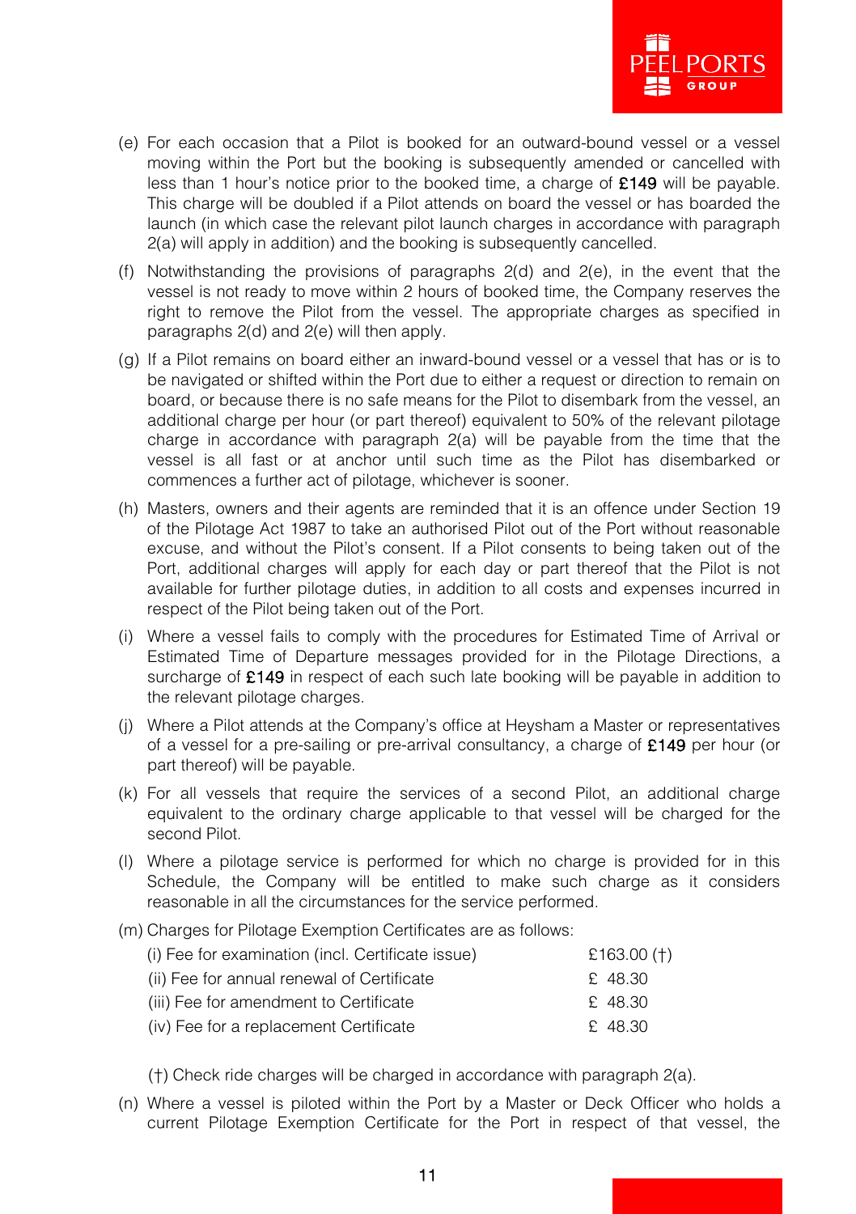(e) For each occasion that a Pilot is booked for an outward-bound vessel or a vessel moving within the Port but the booking is subsequently amended or cancelled with less than 1 hour's notice prior to the booked time, a charge of **£149** will be payable. This charge will be doubled if a Pilot attends on board the vessel or has boarded the launch (in which case the relevant pilot launch charges in accordance with paragraph 2(a) will apply in addition) and the booking is subsequently cancelled.

(f) Notwithstanding the provisions of paragraphs 2(d) and 2(e), in the event that the vessel is not ready to move within 2 hours of booked time, the Company reserves the right to remove the Pilot from the vessel. The appropriate charges as specified in paragraphs 2(d) and 2(e) will then apply.

(g) If a Pilot remains on board either an inward-bound vessel or a vessel that has or is to be navigated or shifted within the Port due to either a request or direction to remain on board, or because there is no safe means for the Pilot to disembark from the vessel, an additional charge per hour (or part thereof) equivalent to 50% of the relevant pilotage charge in accordance with paragraph 2(a) will be payable from the time that the vessel is all fast or at anchor until such time as the Pilot has disembarked or commences a further act of pilotage, whichever is sooner.

(h) Masters, owners and their agents are reminded that it is an offence under Section 19 of the Pilotage Act 1987 to take an authorised Pilot out of the Port without reasonable excuse, and without the Pilot's consent. If a Pilot consents to being taken out of the Port, additional charges will apply for each day or part thereof that the Pilot is not available for further pilotage duties, in addition to all costs and expenses incurred in respect of the Pilot being taken out of the Port.

(i) Where a vessel fails to comply with the procedures for Estimated Time of Arrival or Estimated Time of Departure messages provided for in the Pilotage Directions, a surcharge of **£149** in respect of each such late booking will be payable in addition to the relevant pilotage charges.

(j) Where a Pilot attends at the Company's office at Heysham a Master or representatives of a vessel for a pre-sailing or pre-arrival consultancy, a charge of **£149** per hour (or part thereof) will be payable.

(k) For all vessels that require the services of a second Pilot, an additional charge equivalent to the ordinary charge applicable to that vessel will be charged for the second Pilot.

(l) Where a pilotage service is performed for which no charge is provided for in this Schedule, the Company will be entitled to make such charge as it considers reasonable in all the circumstances for the service performed.

(m) Charges for Pilotage Exemption Certificates are as follows:

| | |
|---|---|
| (i) Fee for examination (incl. Certificate issue) | £163.00 (†) |
| (ii) Fee for annual renewal of Certificate | £ 48.30 |
| (iii) Fee for amendment to Certificate | £ 48.30 |
| (iv) Fee for a replacement Certificate | £ 48.30 |

(†) Check ride charges will be charged in accordance with paragraph 2(a).

(n) Where a vessel is piloted within the Port by a Master or Deck Officer who holds a current Pilotage Exemption Certificate for the Port in respect of that vessel, the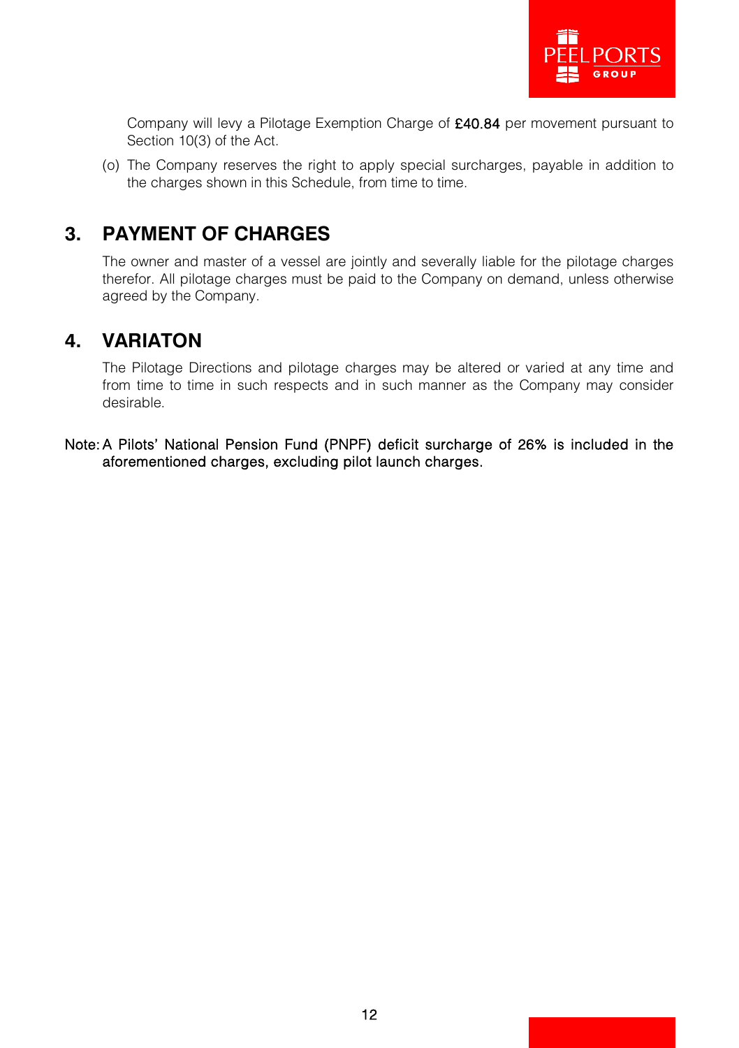Company will levy a Pilotage Exemption Charge of **£40.84** per movement pursuant to Section 10(3) of the Act.

(o) The Company reserves the right to apply special surcharges, payable in addition to the charges shown in this Schedule, from time to time.

## 3. PAYMENT OF CHARGES

The owner and master of a vessel are jointly and severally liable for the pilotage charges therefor. All pilotage charges must be paid to the Company on demand, unless otherwise agreed by the Company.

## 4. VARIATON

The Pilotage Directions and pilotage charges may be altered or varied at any time and from time to time in such respects and in such manner as the Company may consider desirable.

Note: A Pilots' National Pension Fund (PNPF) deficit surcharge of 26% is included in the aforementioned charges, excluding pilot launch charges.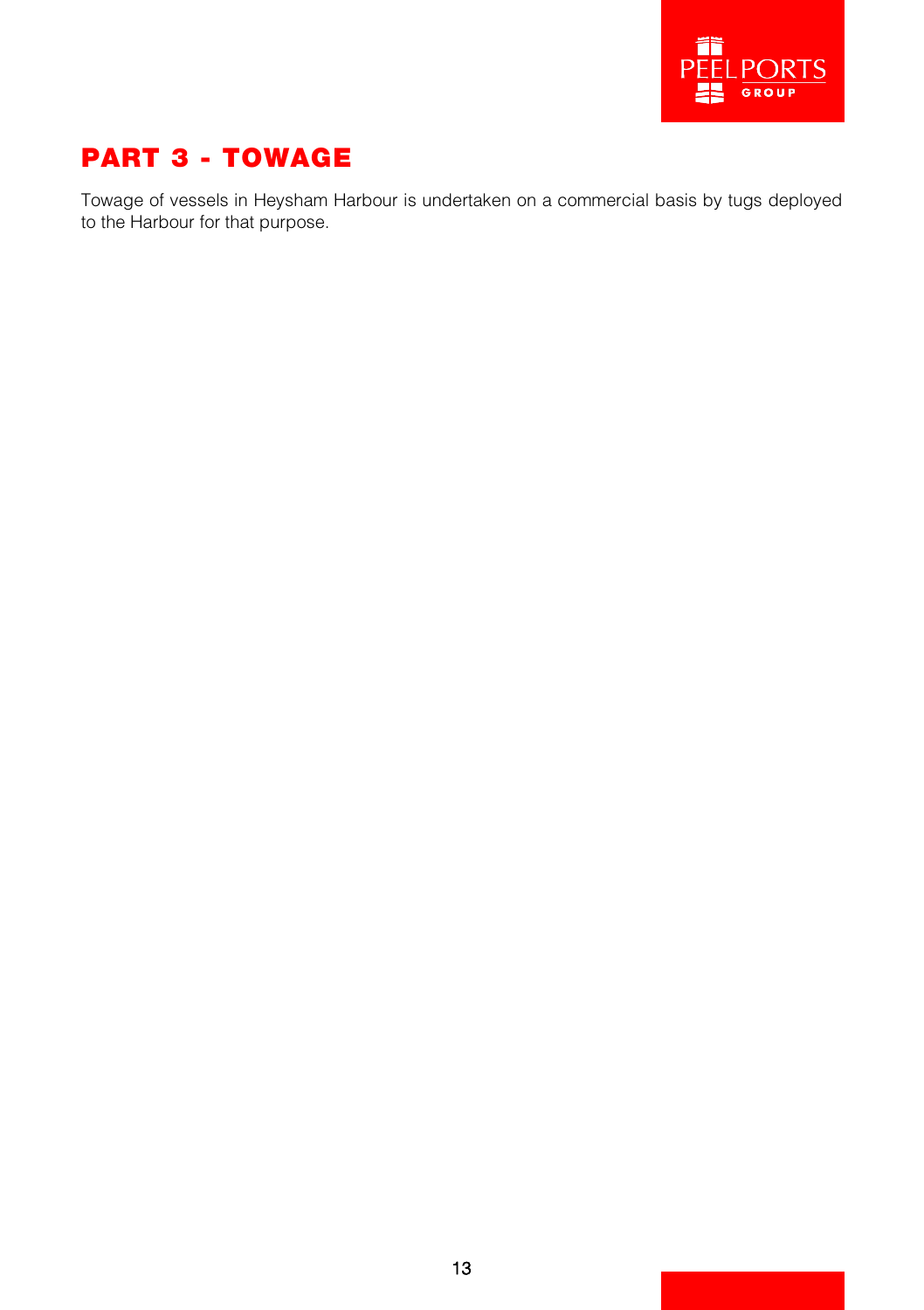# PART 3 - TOWAGE

Towage of vessels in Heysham Harbour is undertaken on a commercial basis by tugs deployed to the Harbour for that purpose.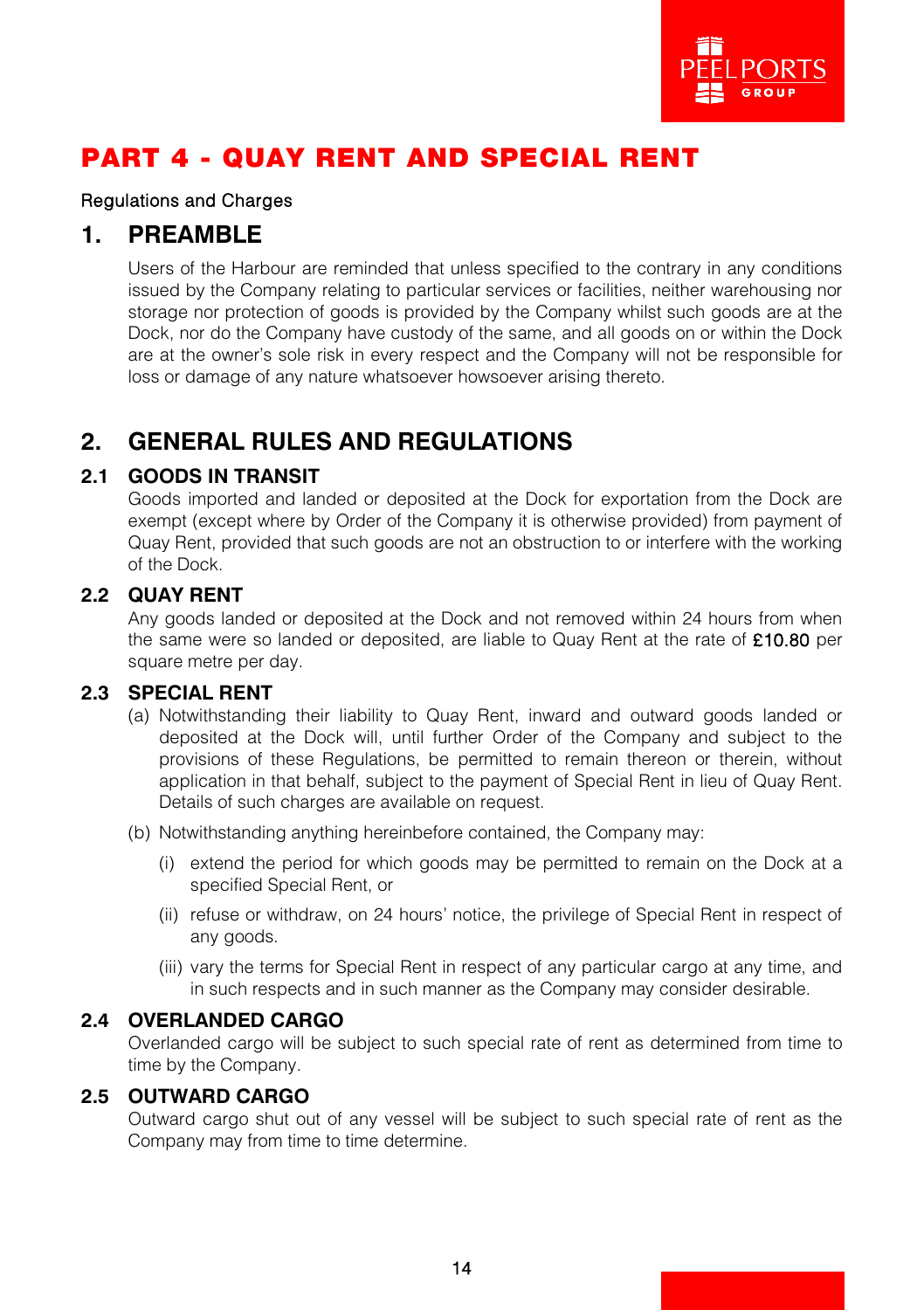# PART 4 - QUAY RENT AND SPECIAL RENT

Regulations and Charges

## 1. PREAMBLE

Users of the Harbour are reminded that unless specified to the contrary in any conditions issued by the Company relating to particular services or facilities, neither warehousing nor storage nor protection of goods is provided by the Company whilst such goods are at the Dock, nor do the Company have custody of the same, and all goods on or within the Dock are at the owner's sole risk in every respect and the Company will not be responsible for loss or damage of any nature whatsoever howsoever arising thereto.

## 2. GENERAL RULES AND REGULATIONS

### 2.1 GOODS IN TRANSIT

Goods imported and landed or deposited at the Dock for exportation from the Dock are exempt (except where by Order of the Company it is otherwise provided) from payment of Quay Rent, provided that such goods are not an obstruction to or interfere with the working of the Dock.

### 2.2 QUAY RENT

Any goods landed or deposited at the Dock and not removed within 24 hours from when the same were so landed or deposited, are liable to Quay Rent at the rate of **£10.80** per square metre per day.

### 2.3 SPECIAL RENT

(a) Notwithstanding their liability to Quay Rent, inward and outward goods landed or deposited at the Dock will, until further Order of the Company and subject to the provisions of these Regulations, be permitted to remain thereon or therein, without application in that behalf, subject to the payment of Special Rent in lieu of Quay Rent. Details of such charges are available on request.

(b) Notwithstanding anything hereinbefore contained, the Company may:

(i) extend the period for which goods may be permitted to remain on the Dock at a specified Special Rent, or

(ii) refuse or withdraw, on 24 hours' notice, the privilege of Special Rent in respect of any goods.

(iii) vary the terms for Special Rent in respect of any particular cargo at any time, and in such respects and in such manner as the Company may consider desirable.

### 2.4 OVERLANDED CARGO

Overlanded cargo will be subject to such special rate of rent as determined from time to time by the Company.

### 2.5 OUTWARD CARGO

Outward cargo shut out of any vessel will be subject to such special rate of rent as the Company may from time to time determine.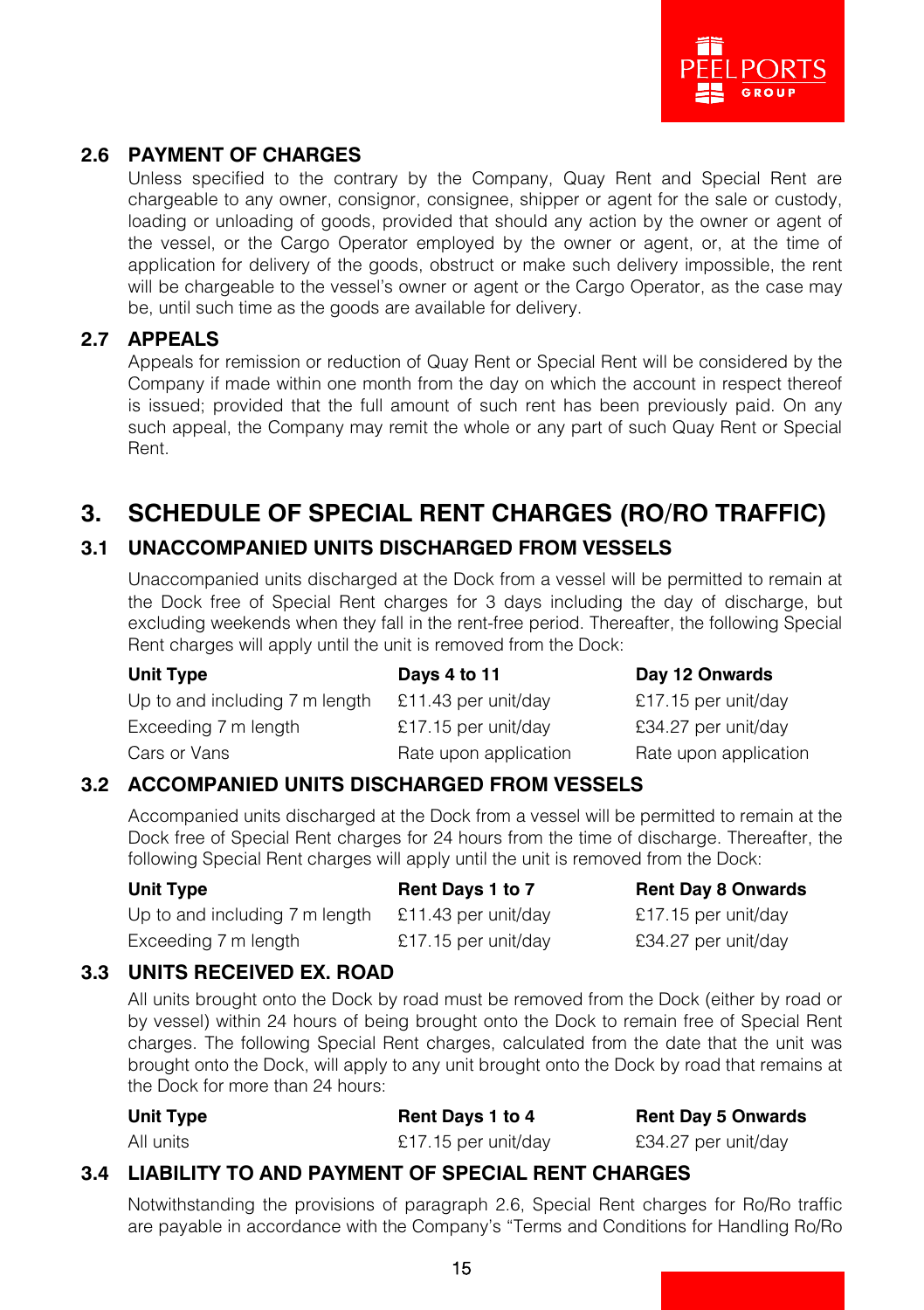### 2.6 PAYMENT OF CHARGES

Unless specified to the contrary by the Company, Quay Rent and Special Rent are chargeable to any owner, consignor, consignee, shipper or agent for the sale or custody, loading or unloading of goods, provided that should any action by the owner or agent of the vessel, or the Cargo Operator employed by the owner or agent, or, at the time of application for delivery of the goods, obstruct or make such delivery impossible, the rent will be chargeable to the vessel's owner or agent or the Cargo Operator, as the case may be, until such time as the goods are available for delivery.

### 2.7 APPEALS

Appeals for remission or reduction of Quay Rent or Special Rent will be considered by the Company if made within one month from the day on which the account in respect thereof is issued; provided that the full amount of such rent has been previously paid. On any such appeal, the Company may remit the whole or any part of such Quay Rent or Special Rent.

## 3. SCHEDULE OF SPECIAL RENT CHARGES (RO/RO TRAFFIC)

### 3.1 UNACCOMPANIED UNITS DISCHARGED FROM VESSELS

Unaccompanied units discharged at the Dock from a vessel will be permitted to remain at the Dock free of Special Rent charges for 3 days including the day of discharge, but excluding weekends when they fall in the rent-free period. Thereafter, the following Special Rent charges will apply until the unit is removed from the Dock:

| Unit Type | Days 4 to 11 | Day 12 Onwards |
|---|---|---|
| Up to and including 7 m length | £11.43 per unit/day | £17.15 per unit/day |
| Exceeding 7 m length | £17.15 per unit/day | £34.27 per unit/day |
| Cars or Vans | Rate upon application | Rate upon application |

### 3.2 ACCOMPANIED UNITS DISCHARGED FROM VESSELS

Accompanied units discharged at the Dock from a vessel will be permitted to remain at the Dock free of Special Rent charges for 24 hours from the time of discharge. Thereafter, the following Special Rent charges will apply until the unit is removed from the Dock:

| Unit Type | Rent Days 1 to 7 | Rent Day 8 Onwards |
|---|---|---|
| Up to and including 7 m length | £11.43 per unit/day | £17.15 per unit/day |
| Exceeding 7 m length | £17.15 per unit/day | £34.27 per unit/day |

### 3.3 UNITS RECEIVED EX. ROAD

All units brought onto the Dock by road must be removed from the Dock (either by road or by vessel) within 24 hours of being brought onto the Dock to remain free of Special Rent charges. The following Special Rent charges, calculated from the date that the unit was brought onto the Dock, will apply to any unit brought onto the Dock by road that remains at the Dock for more than 24 hours:

| Unit Type | Rent Days 1 to 4 | Rent Day 5 Onwards |
|---|---|---|
| All units | £17.15 per unit/day | £34.27 per unit/day |

### 3.4 LIABILITY TO AND PAYMENT OF SPECIAL RENT CHARGES

Notwithstanding the provisions of paragraph 2.6, Special Rent charges for Ro/Ro traffic are payable in accordance with the Company's "Terms and Conditions for Handling Ro/Ro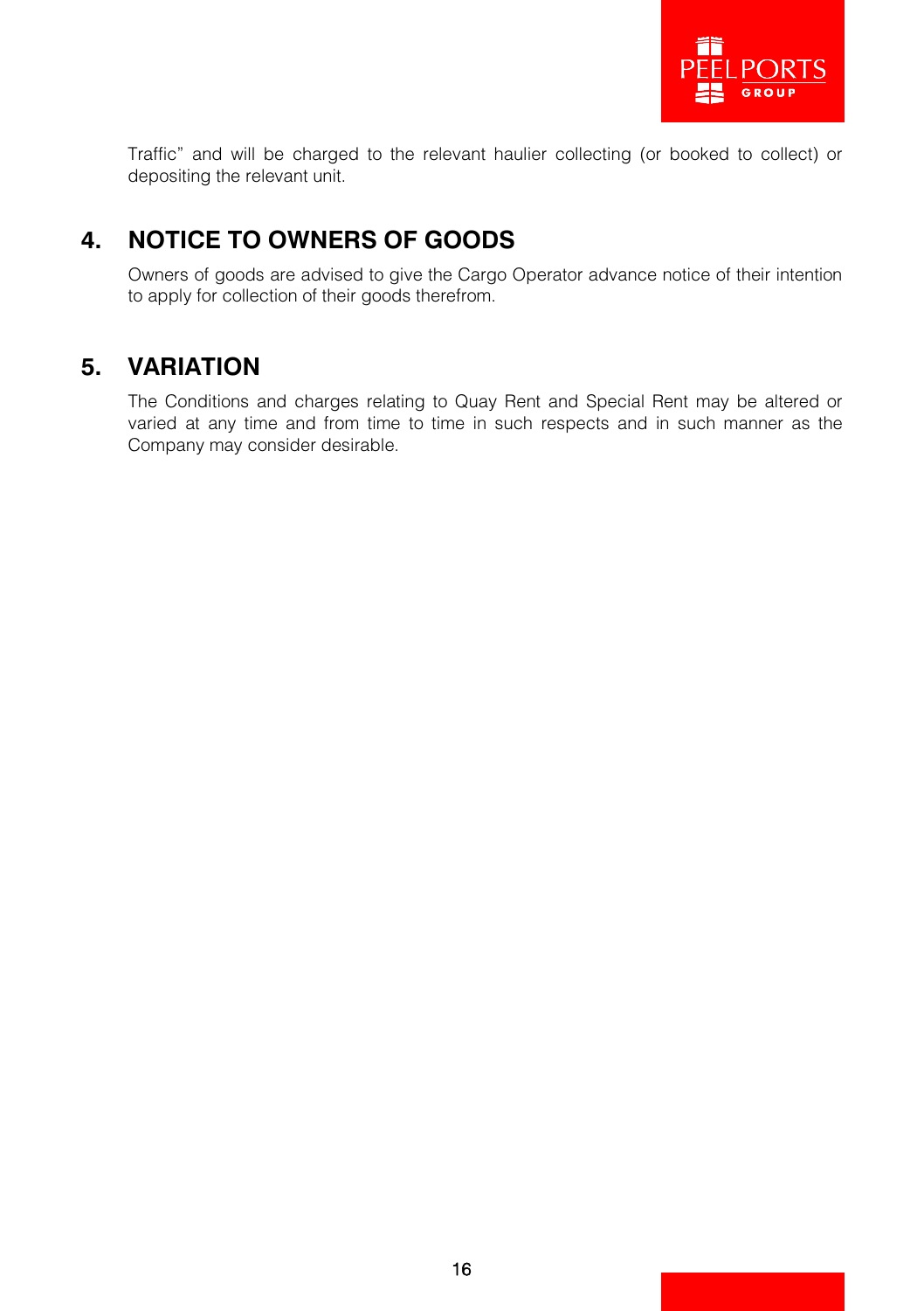Traffic" and will be charged to the relevant haulier collecting (or booked to collect) or depositing the relevant unit.

## 4. NOTICE TO OWNERS OF GOODS

Owners of goods are advised to give the Cargo Operator advance notice of their intention to apply for collection of their goods therefrom.

## 5. VARIATION

The Conditions and charges relating to Quay Rent and Special Rent may be altered or varied at any time and from time to time in such respects and in such manner as the Company may consider desirable.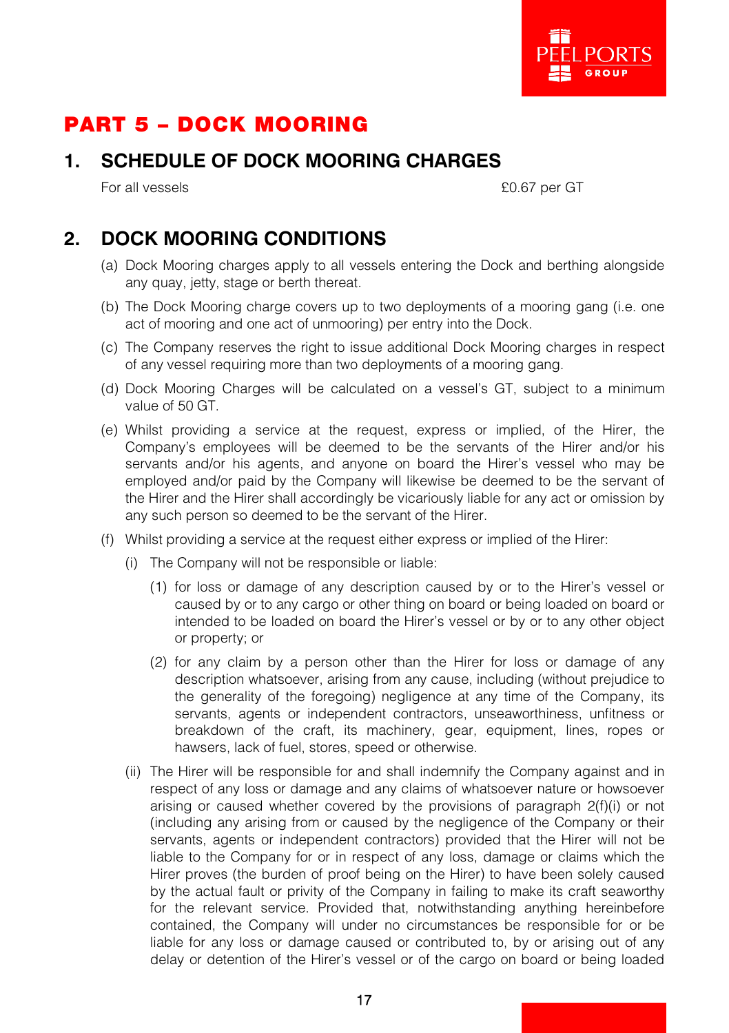# PART 5 – DOCK MOORING

## 1. SCHEDULE OF DOCK MOORING CHARGES

| For all vessels | £0.67 per GT |
|---|---|

## 2. DOCK MOORING CONDITIONS

(a) Dock Mooring charges apply to all vessels entering the Dock and berthing alongside any quay, jetty, stage or berth thereat.

(b) The Dock Mooring charge covers up to two deployments of a mooring gang (i.e. one act of mooring and one act of unmooring) per entry into the Dock.

(c) The Company reserves the right to issue additional Dock Mooring charges in respect of any vessel requiring more than two deployments of a mooring gang.

(d) Dock Mooring Charges will be calculated on a vessel's GT, subject to a minimum value of 50 GT.

(e) Whilst providing a service at the request, express or implied, of the Hirer, the Company's employees will be deemed to be the servants of the Hirer and/or his servants and/or his agents, and anyone on board the Hirer's vessel who may be employed and/or paid by the Company will likewise be deemed to be the servant of the Hirer and the Hirer shall accordingly be vicariously liable for any act or omission by any such person so deemed to be the servant of the Hirer.

(f) Whilst providing a service at the request either express or implied of the Hirer:

(i) The Company will not be responsible or liable:

(1) for loss or damage of any description caused by or to the Hirer's vessel or caused by or to any cargo or other thing on board or being loaded on board or intended to be loaded on board the Hirer's vessel or by or to any other object or property; or

(2) for any claim by a person other than the Hirer for loss or damage of any description whatsoever, arising from any cause, including (without prejudice to the generality of the foregoing) negligence at any time of the Company, its servants, agents or independent contractors, unseaworthiness, unfitness or breakdown of the craft, its machinery, gear, equipment, lines, ropes or hawsers, lack of fuel, stores, speed or otherwise.

(ii) The Hirer will be responsible for and shall indemnify the Company against and in respect of any loss or damage and any claims of whatsoever nature or howsoever arising or caused whether covered by the provisions of paragraph 2(f)(i) or not (including any arising from or caused by the negligence of the Company or their servants, agents or independent contractors) provided that the Hirer will not be liable to the Company for or in respect of any loss, damage or claims which the Hirer proves (the burden of proof being on the Hirer) to have been solely caused by the actual fault or privity of the Company in failing to make its craft seaworthy for the relevant service. Provided that, notwithstanding anything hereinbefore contained, the Company will under no circumstances be responsible for or be liable for any loss or damage caused or contributed to, by or arising out of any delay or detention of the Hirer's vessel or of the cargo on board or being loaded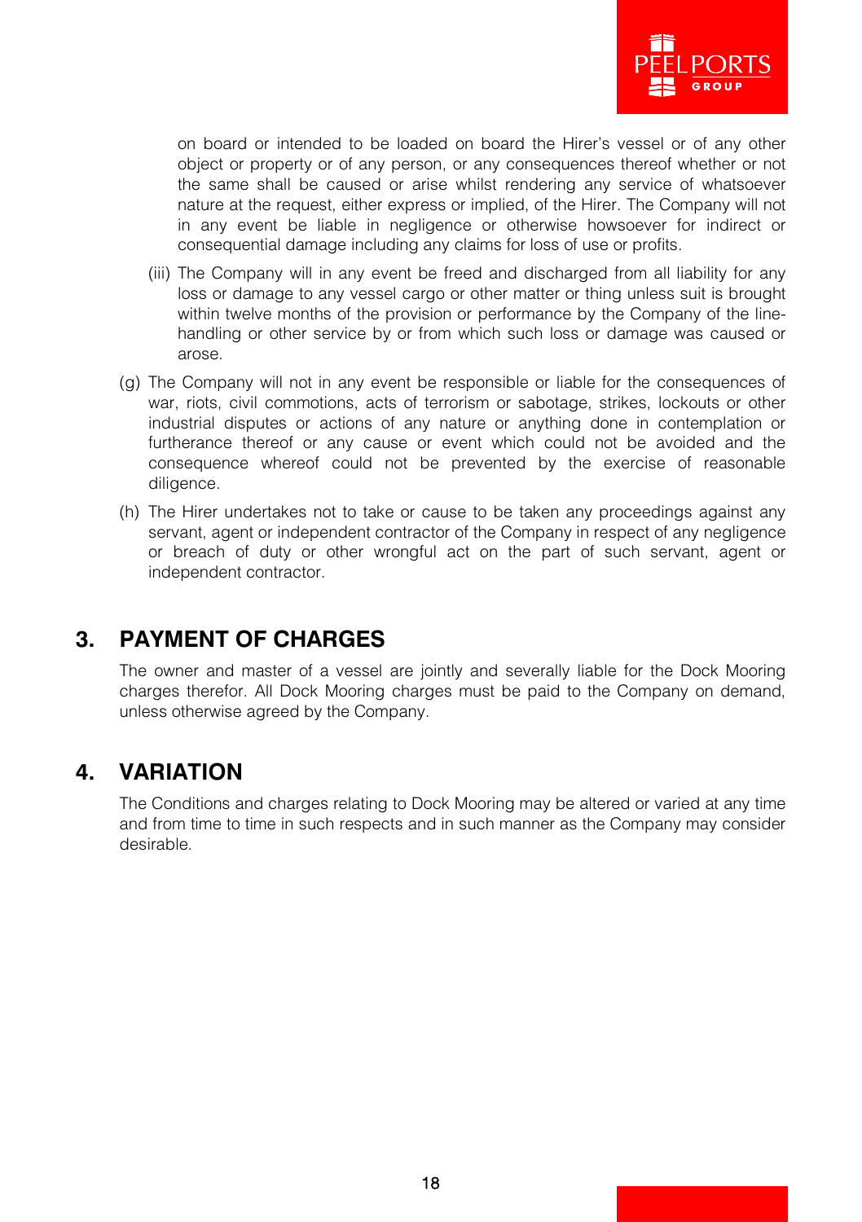on board or intended to be loaded on board the Hirer's vessel or of any other object or property or of any person, or any consequences thereof whether or not the same shall be caused or arise whilst rendering any service of whatsoever nature at the request, either express or implied, of the Hirer. The Company will not in any event be liable in negligence or otherwise howsoever for indirect or consequential damage including any claims for loss of use or profits.

(iii) The Company will in any event be freed and discharged from all liability for any loss or damage to any vessel cargo or other matter or thing unless suit is brought within twelve months of the provision or performance by the Company of the line-handling or other service by or from which such loss or damage was caused or arose.

(g) The Company will not in any event be responsible or liable for the consequences of war, riots, civil commotions, acts of terrorism or sabotage, strikes, lockouts or other industrial disputes or actions of any nature or anything done in contemplation or furtherance thereof or any cause or event which could not be avoided and the consequence whereof could not be prevented by the exercise of reasonable diligence.

(h) The Hirer undertakes not to take or cause to be taken any proceedings against any servant, agent or independent contractor of the Company in respect of any negligence or breach of duty or other wrongful act on the part of such servant, agent or independent contractor.

## 3. PAYMENT OF CHARGES

The owner and master of a vessel are jointly and severally liable for the Dock Mooring charges therefor. All Dock Mooring charges must be paid to the Company on demand, unless otherwise agreed by the Company.

## 4. VARIATION

The Conditions and charges relating to Dock Mooring may be altered or varied at any time and from time to time in such respects and in such manner as the Company may consider desirable.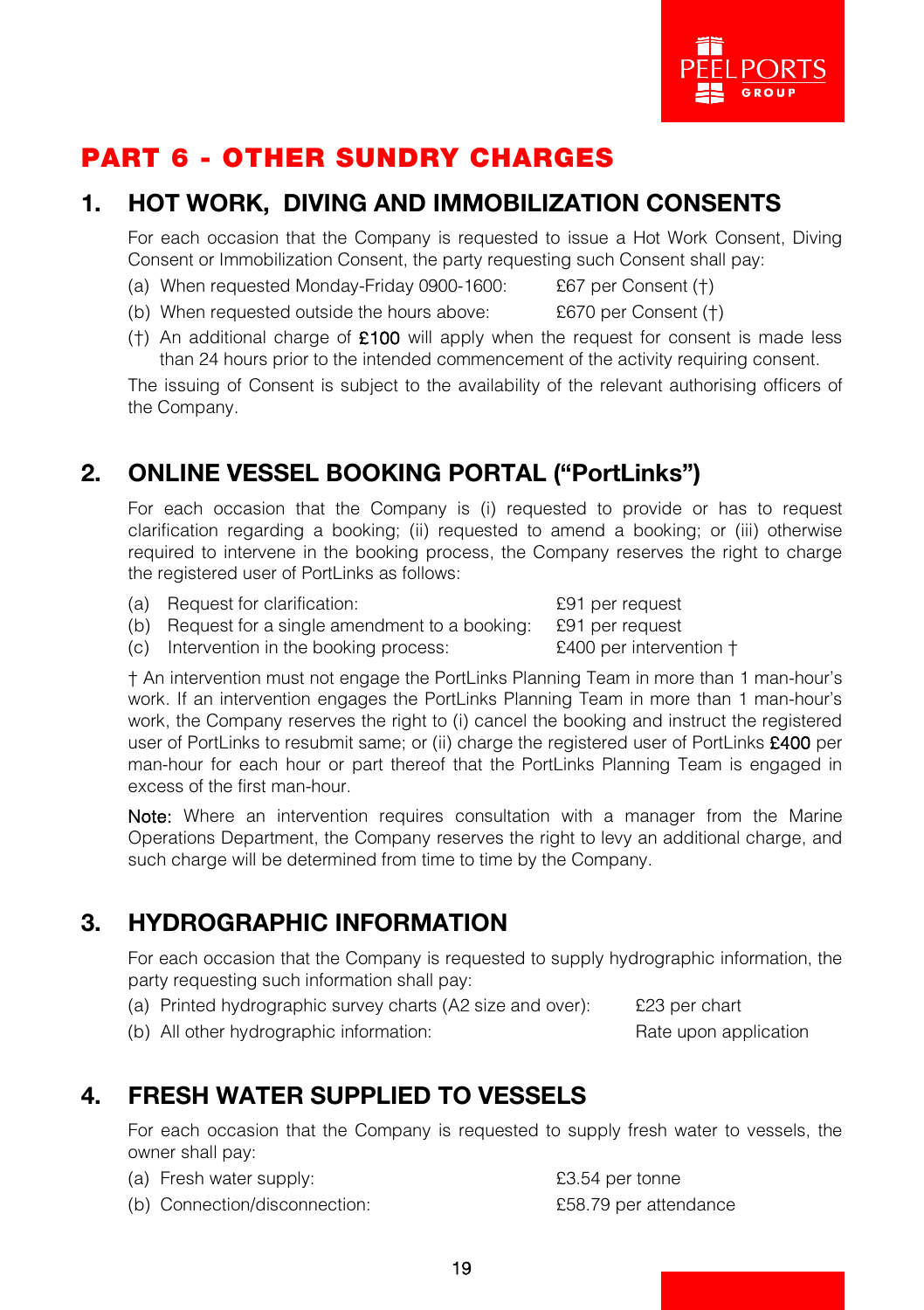# PART 6 - OTHER SUNDRY CHARGES

## 1. HOT WORK, DIVING AND IMMOBILIZATION CONSENTS

For each occasion that the Company is requested to issue a Hot Work Consent, Diving Consent or Immobilization Consent, the party requesting such Consent shall pay:

(a) When requested Monday-Friday 0900-1600: £67 per Consent (†)

(b) When requested outside the hours above: £670 per Consent (†)

(†) An additional charge of £100 will apply when the request for consent is made less than 24 hours prior to the intended commencement of the activity requiring consent.

The issuing of Consent is subject to the availability of the relevant authorising officers of the Company.

## 2. ONLINE VESSEL BOOKING PORTAL ("PortLinks")

For each occasion that the Company is (i) requested to provide or has to request clarification regarding a booking; (ii) requested to amend a booking; or (iii) otherwise required to intervene in the booking process, the Company reserves the right to charge the registered user of PortLinks as follows:

(a) Request for clarification: £91 per request

(b) Request for a single amendment to a booking: £91 per request

(c) Intervention in the booking process: £400 per intervention †

† An intervention must not engage the PortLinks Planning Team in more than 1 man-hour's work. If an intervention engages the PortLinks Planning Team in more than 1 man-hour's work, the Company reserves the right to (i) cancel the booking and instruct the registered user of PortLinks to resubmit same; or (ii) charge the registered user of PortLinks £400 per man-hour for each hour or part thereof that the PortLinks Planning Team is engaged in excess of the first man-hour.

Note: Where an intervention requires consultation with a manager from the Marine Operations Department, the Company reserves the right to levy an additional charge, and such charge will be determined from time to time by the Company.

## 3. HYDROGRAPHIC INFORMATION

For each occasion that the Company is requested to supply hydrographic information, the party requesting such information shall pay:

(a) Printed hydrographic survey charts (A2 size and over): £23 per chart

(b) All other hydrographic information: Rate upon application

## 4. FRESH WATER SUPPLIED TO VESSELS

For each occasion that the Company is requested to supply fresh water to vessels, the owner shall pay:

(a) Fresh water supply: £3.54 per tonne

(b) Connection/disconnection: £58.79 per attendance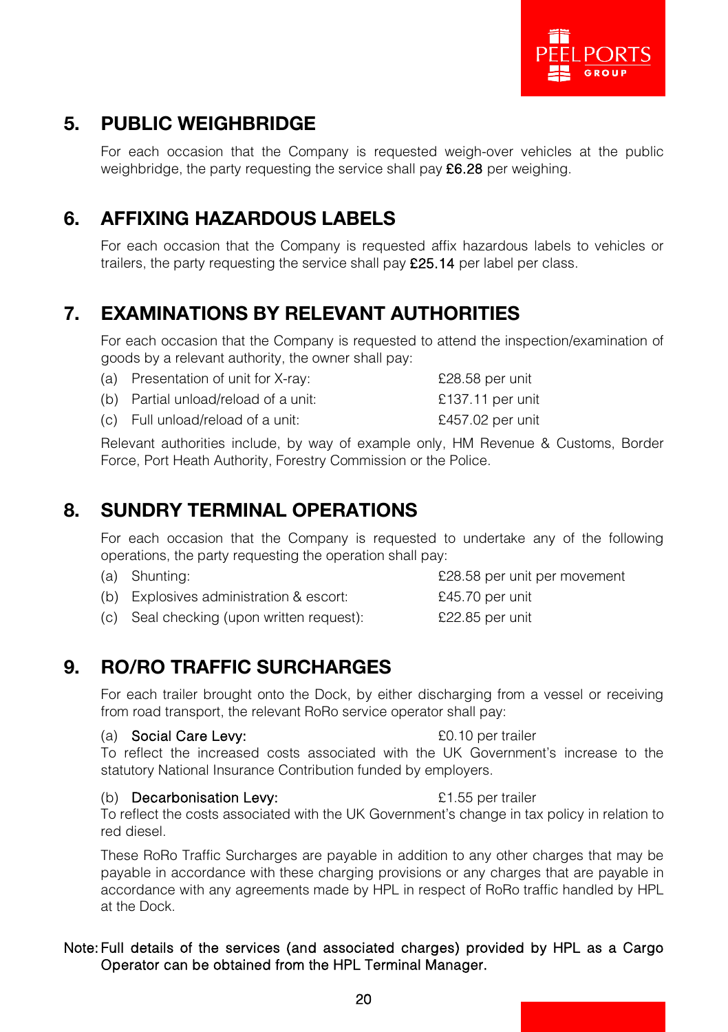## 5. PUBLIC WEIGHBRIDGE

For each occasion that the Company is requested weigh-over vehicles at the public weighbridge, the party requesting the service shall pay **£6.28** per weighing.

## 6. AFFIXING HAZARDOUS LABELS

For each occasion that the Company is requested affix hazardous labels to vehicles or trailers, the party requesting the service shall pay **£25.14** per label per class.

## 7. EXAMINATIONS BY RELEVANT AUTHORITIES

For each occasion that the Company is requested to attend the inspection/examination of goods by a relevant authority, the owner shall pay:

| | | |
|---|---|---|
| (a) | Presentation of unit for X-ray: | £28.58 per unit |
| (b) | Partial unload/reload of a unit: | £137.11 per unit |
| (c) | Full unload/reload of a unit: | £457.02 per unit |

Relevant authorities include, by way of example only, HM Revenue & Customs, Border Force, Port Heath Authority, Forestry Commission or the Police.

## 8. SUNDRY TERMINAL OPERATIONS

For each occasion that the Company is requested to undertake any of the following operations, the party requesting the operation shall pay:

| | | |
|---|---|---|
| (a) | Shunting: | £28.58 per unit per movement |
| (b) | Explosives administration & escort: | £45.70 per unit |
| (c) | Seal checking (upon written request): | £22.85 per unit |

## 9. RO/RO TRAFFIC SURCHARGES

For each trailer brought onto the Dock, by either discharging from a vessel or receiving from road transport, the relevant RoRo service operator shall pay:

(a) **Social Care Levy:** £0.10 per trailer
To reflect the increased costs associated with the UK Government's increase to the statutory National Insurance Contribution funded by employers.

(b) **Decarbonisation Levy:** £1.55 per trailer
To reflect the costs associated with the UK Government's change in tax policy in relation to red diesel.

These RoRo Traffic Surcharges are payable in addition to any other charges that may be payable in accordance with these charging provisions or any charges that are payable in accordance with any agreements made by HPL in respect of RoRo traffic handled by HPL at the Dock.

**Note:** Full details of the services (and associated charges) provided by HPL as a Cargo Operator can be obtained from the HPL Terminal Manager.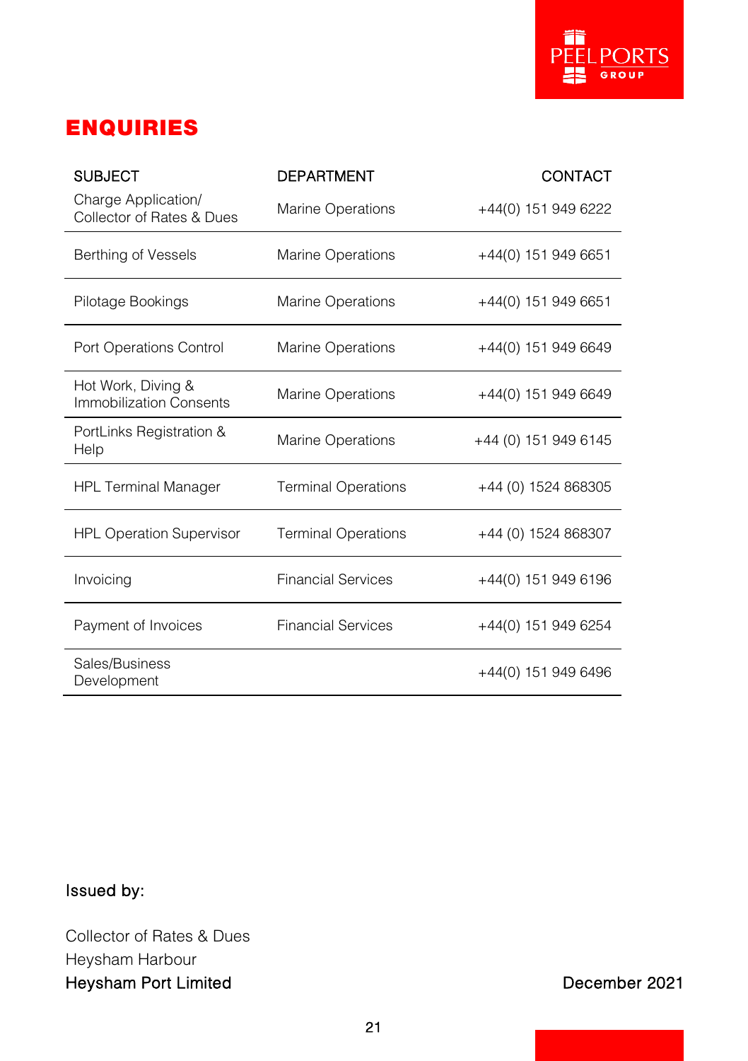# ENQUIRIES

| SUBJECT | DEPARTMENT | CONTACT |
|---|---|---|
| Charge Application/ Collector of Rates & Dues | Marine Operations | +44(0) 151 949 6222 |
| Berthing of Vessels | Marine Operations | +44(0) 151 949 6651 |
| Pilotage Bookings | Marine Operations | +44(0) 151 949 6651 |
| Port Operations Control | Marine Operations | +44(0) 151 949 6649 |
| Hot Work, Diving & Immobilization Consents | Marine Operations | +44(0) 151 949 6649 |
| PortLinks Registration & Help | Marine Operations | +44 (0) 151 949 6145 |
| HPL Terminal Manager | Terminal Operations | +44 (0) 1524 868305 |
| HPL Operation Supervisor | Terminal Operations | +44 (0) 1524 868307 |
| Invoicing | Financial Services | +44(0) 151 949 6196 |
| Payment of Invoices | Financial Services | +44(0) 151 949 6254 |
| Sales/Business Development | | +44(0) 151 949 6496 |

Issued by:

Collector of Rates & Dues
Heysham Harbour
Heysham Port Limited

December 2021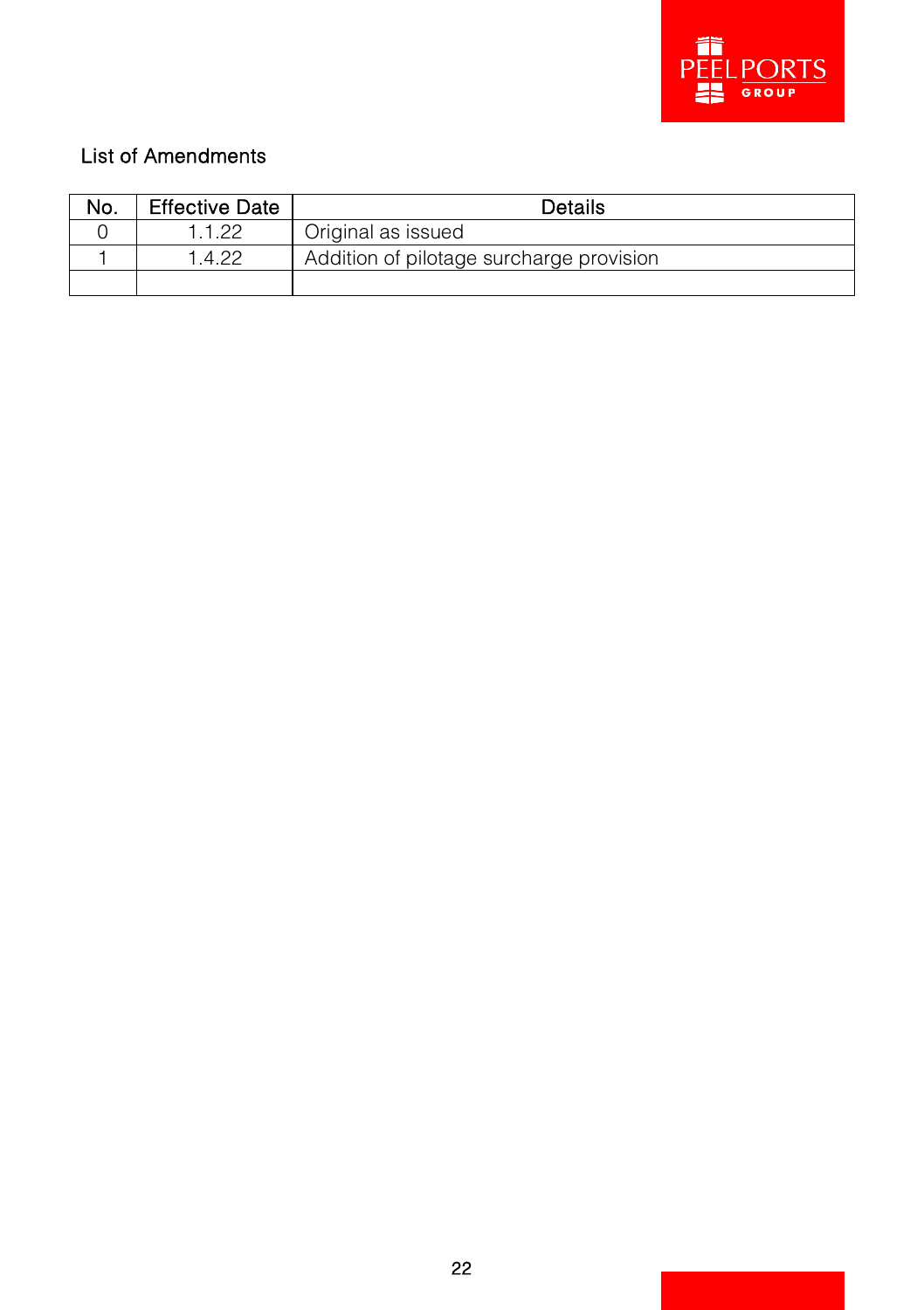List of Amendments

| No. | Effective Date | Details |
|---|---|---|
| 0 | 1.1.22 | Original as issued |
| 1 | 1.4.22 | Addition of pilotage surcharge provision |
| | | |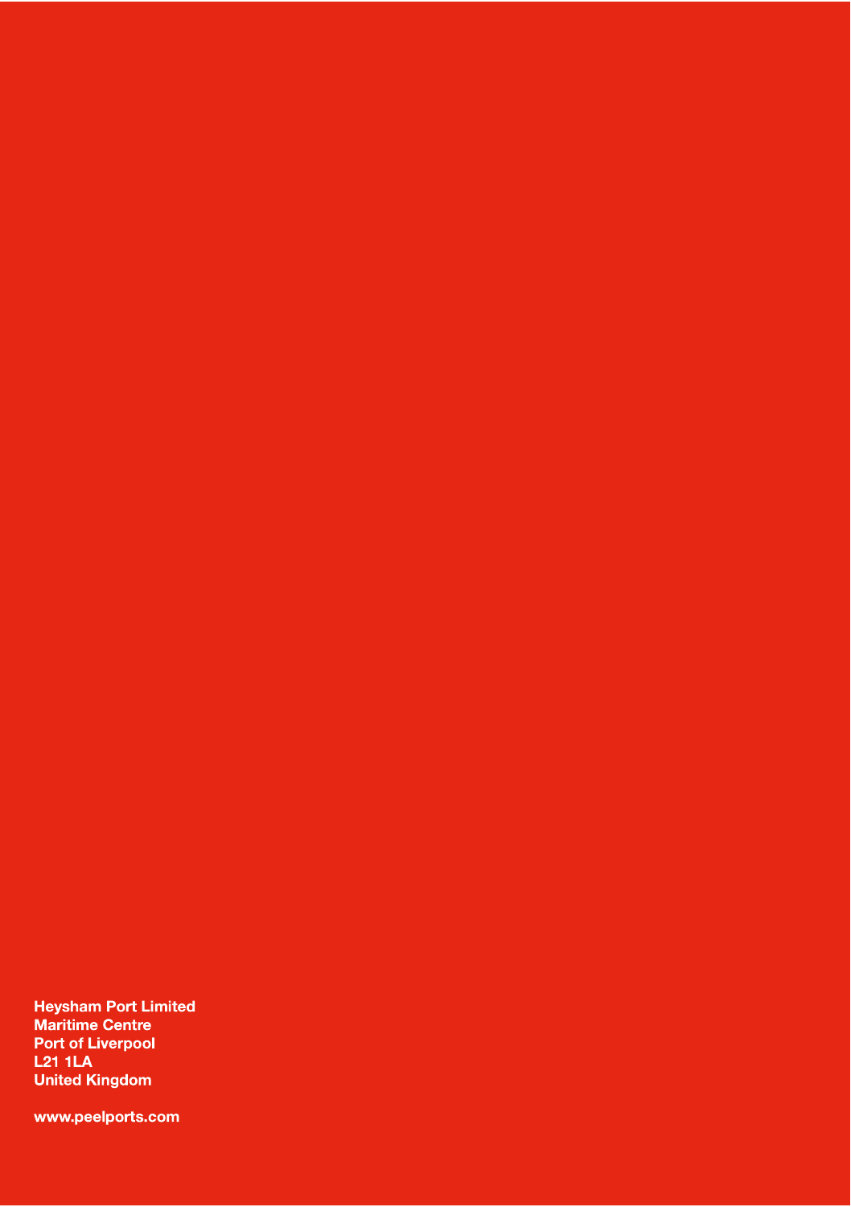**Heysham Port Limited**
**Maritime Centre**
**Port of Liverpool**
**L21 1LA**
**United Kingdom**

**www.peelports.com**